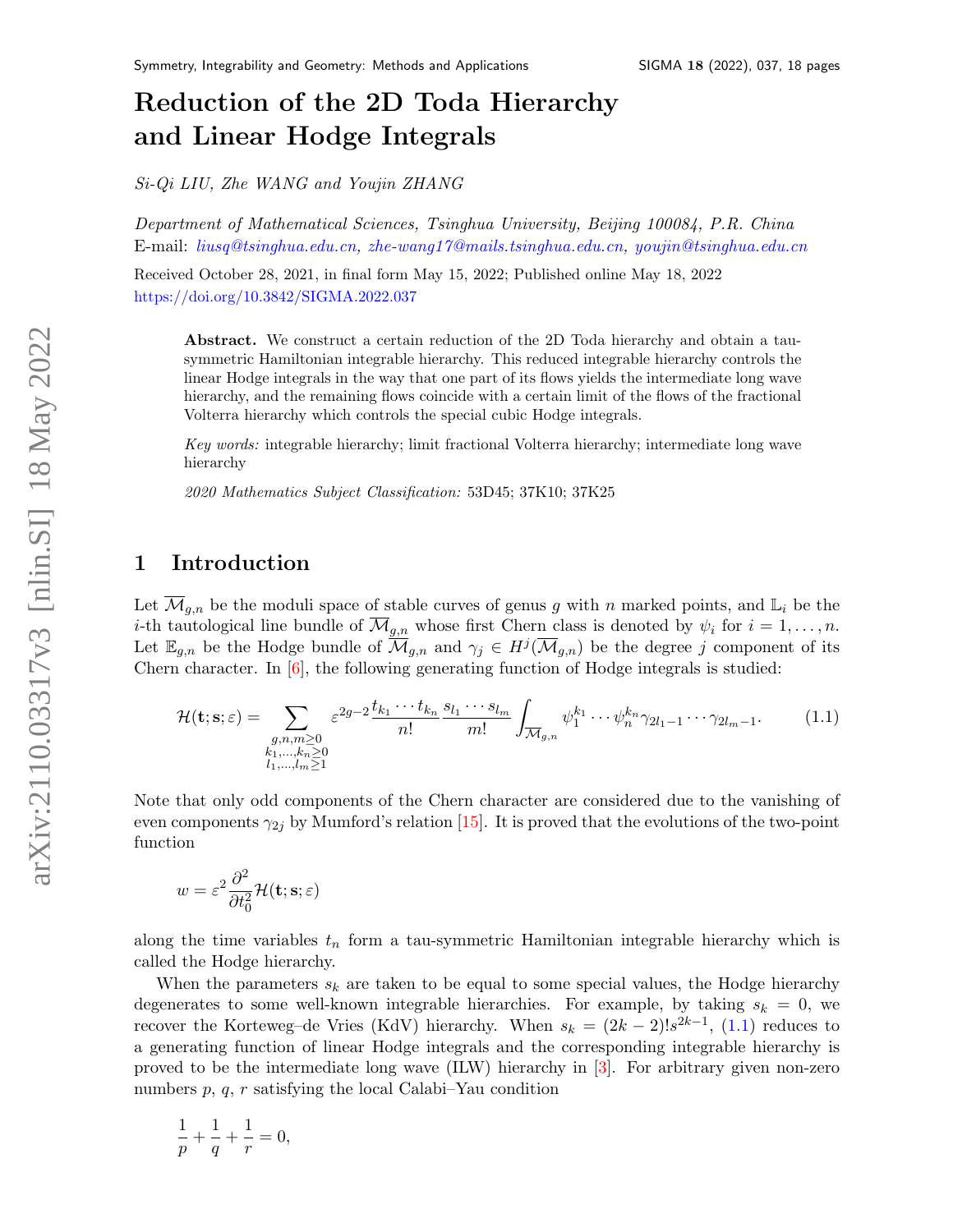# Reduction of the 2D Toda Hierarchy and Linear Hodge Integrals

*Si-Qi LIU, Zhe WANG and Youjin ZHANG*

*Department of Mathematical Sciences, Tsinghua University, Beijing 100084, P.R. China*
E-mail: *liusq@tsinghua.edu.cn, zhe-wang17@mails.tsinghua.edu.cn, youjin@tsinghua.edu.cn*

Received October 28, 2021, in final form May 15, 2022; Published online May 18, 2022
https://doi.org/10.3842/SIGMA.2022.037

**Abstract.** We construct a certain reduction of the 2D Toda hierarchy and obtain a tau-symmetric Hamiltonian integrable hierarchy. This reduced integrable hierarchy controls the linear Hodge integrals in the way that one part of its flows yields the intermediate long wave hierarchy, and the remaining flows coincide with a certain limit of the flows of the fractional Volterra hierarchy which controls the special cubic Hodge integrals.

*Key words:* integrable hierarchy; limit fractional Volterra hierarchy; intermediate long wave hierarchy

*2020 Mathematics Subject Classification:* 53D45; 37K10; 37K25

## 1 Introduction

Let $\overline{\mathcal{M}}_{g,n}$ be the moduli space of stable curves of genus $g$ with $n$ marked points, and $\mathbb{L}_i$ be the $i$-th tautological line bundle of $\overline{\mathcal{M}}_{g,n}$ whose first Chern class is denoted by $\psi_i$ for $i = 1, \dots, n$. Let $\mathbb{E}_{g,n}$ be the Hodge bundle of $\overline{\mathcal{M}}_{g,n}$ and $\gamma_j \in H^j(\overline{\mathcal{M}}_{g,n})$ be the degree $j$ component of its Chern character. In [6], the following generating function of Hodge integrals is studied:

$$\mathcal{H}(\mathbf{t};\mathbf{s};\varepsilon) = \sum_{\substack{g,n,m\geq 0\\ k_1,\dots,k_n\geq 0\\ l_1,\dots,l_m\geq 1}} \varepsilon^{2g-2}\frac{t_{k_1}\cdots t_{k_n}}{n!}\frac{s_{l_1}\cdots s_{l_m}}{m!}\int_{\overline{\mathcal{M}}_{g,n}} \psi_1^{k_1}\cdots\psi_n^{k_n}\gamma_{2l_1-1}\cdots\gamma_{2l_m-1}. \tag{1.1}$$

Note that only odd components of the Chern character are considered due to the vanishing of even components $\gamma_{2j}$ by Mumford's relation [15]. It is proved that the evolutions of the two-point function

$$w = \varepsilon^2\frac{\partial^2}{\partial t_0^2}\mathcal{H}(\mathbf{t};\mathbf{s};\varepsilon)$$

along the time variables $t_n$ form a tau-symmetric Hamiltonian integrable hierarchy which is called the Hodge hierarchy.

When the parameters $s_k$ are taken to be equal to some special values, the Hodge hierarchy degenerates to some well-known integrable hierarchies. For example, by taking $s_k = 0$, we recover the Korteweg–de Vries (KdV) hierarchy. When $s_k = (2k-2)!s^{2k-1}$, (1.1) reduces to a generating function of linear Hodge integrals and the corresponding integrable hierarchy is proved to be the intermediate long wave (ILW) hierarchy in [3]. For arbitrary given non-zero numbers $p$, $q$, $r$ satisfying the local Calabi–Yau condition

$$\frac{1}{p}+\frac{1}{q}+\frac{1}{r} = 0,$$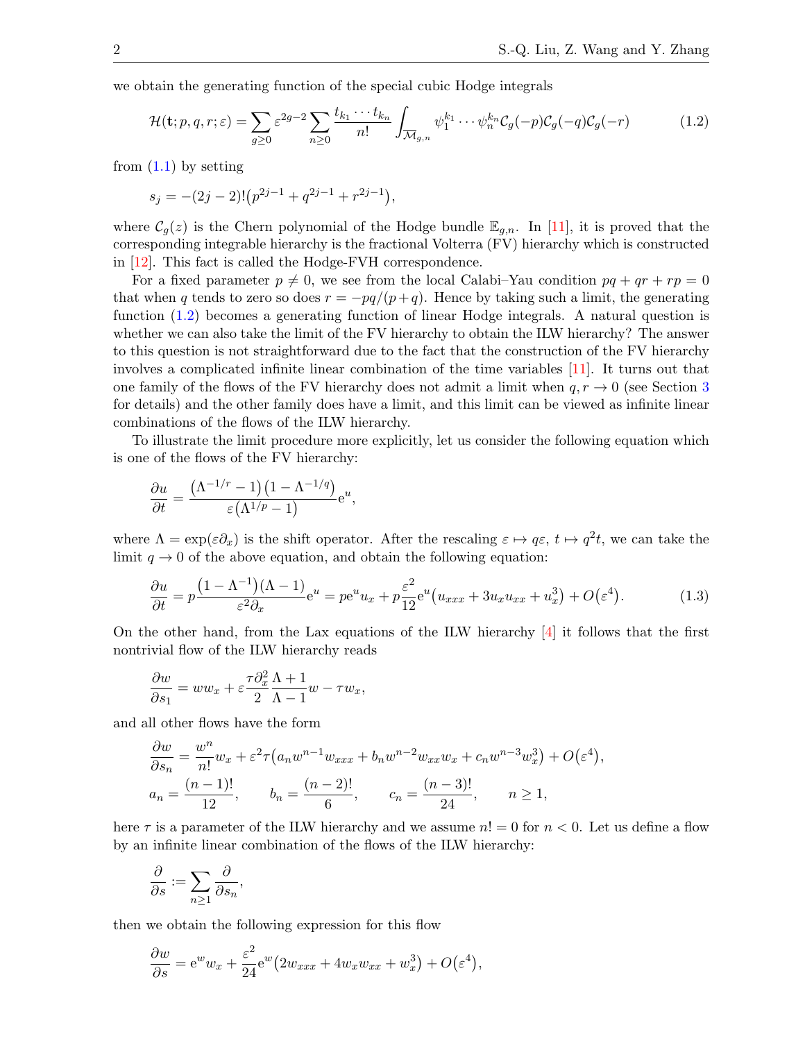we obtain the generating function of the special cubic Hodge integrals

$$\mathcal{H}(\mathbf{t};p,q,r;\varepsilon)=\sum_{g\geq 0}\varepsilon^{2g-2}\sum_{n\geq 0}\frac{t_{k_1}\cdots t_{k_n}}{n!}\int_{\overline{\mathcal{M}}_{g,n}}\psi_1^{k_1}\cdots\psi_n^{k_n}\mathcal{C}_g(-p)\mathcal{C}_g(-q)\mathcal{C}_g(-r) \tag{1.2}$$

from (1.1) by setting

$$s_j=-(2j-2)!\left(p^{2j-1}+q^{2j-1}+r^{2j-1}\right),$$

where $\mathcal{C}_g(z)$ is the Chern polynomial of the Hodge bundle $\mathbb{E}_{g,n}$. In [11], it is proved that the corresponding integrable hierarchy is the fractional Volterra (FV) hierarchy which is constructed in [12]. This fact is called the Hodge-FVH correspondence.

For a fixed parameter $p\neq 0$, we see from the local Calabi–Yau condition $pq+qr+rp=0$ that when $q$ tends to zero so does $r=-pq/(p+q)$. Hence by taking such a limit, the generating function (1.2) becomes a generating function of linear Hodge integrals. A natural question is whether we can also take the limit of the FV hierarchy to obtain the ILW hierarchy? The answer to this question is not straightforward due to the fact that the construction of the FV hierarchy involves a complicated infinite linear combination of the time variables [11]. It turns out that one family of the flows of the FV hierarchy does not admit a limit when $q,r\to 0$ (see Section 3 for details) and the other family does have a limit, and this limit can be viewed as infinite linear combinations of the flows of the ILW hierarchy.

To illustrate the limit procedure more explicitly, let us consider the following equation which is one of the flows of the FV hierarchy:

$$\frac{\partial u}{\partial t}=\frac{\left(\Lambda^{-1/r}-1\right)\left(1-\Lambda^{-1/q}\right)}{\varepsilon\left(\Lambda^{1/p}-1\right)}\mathrm{e}^u,$$

where $\Lambda=\exp(\varepsilon\partial_x)$ is the shift operator. After the rescaling $\varepsilon\mapsto q\varepsilon$, $t\mapsto q^2t$, we can take the limit $q\to 0$ of the above equation, and obtain the following equation:

$$\frac{\partial u}{\partial t}=p\frac{\left(1-\Lambda^{-1}\right)(\Lambda-1)}{\varepsilon^2\partial_x}\mathrm{e}^u=p\mathrm{e}^u u_x+p\frac{\varepsilon^2}{12}\mathrm{e}^u\left(u_{xxx}+3u_xu_{xx}+u_x^3\right)+O\left(\varepsilon^4\right). \tag{1.3}$$

On the other hand, from the Lax equations of the ILW hierarchy [4] it follows that the first nontrivial flow of the ILW hierarchy reads

$$\frac{\partial w}{\partial s_1}=ww_x+\varepsilon\frac{\tau\partial_x^2}{2}\frac{\Lambda+1}{\Lambda-1}w-\tau w_x,$$

and all other flows have the form

$$\begin{aligned}
&\frac{\partial w}{\partial s_n}=\frac{w^n}{n!}w_x+\varepsilon^2\tau\left(a_nw^{n-1}w_{xxx}+b_nw^{n-2}w_{xx}w_x+c_nw^{n-3}w_x^3\right)+O\left(\varepsilon^4\right),\\
&a_n=\frac{(n-1)!}{12},\qquad b_n=\frac{(n-2)!}{6},\qquad c_n=\frac{(n-3)!}{24},\qquad n\geq 1,
\end{aligned}$$

here $\tau$ is a parameter of the ILW hierarchy and we assume $n!=0$ for $n<0$. Let us define a flow by an infinite linear combination of the flows of the ILW hierarchy:

$$\frac{\partial}{\partial s}:=\sum_{n\geq 1}\frac{\partial}{\partial s_n},$$

then we obtain the following expression for this flow

$$\frac{\partial w}{\partial s}=\mathrm{e}^w w_x+\frac{\varepsilon^2}{24}\mathrm{e}^w\left(2w_{xxx}+4w_xw_{xx}+w_x^3\right)+O\left(\varepsilon^4\right),$$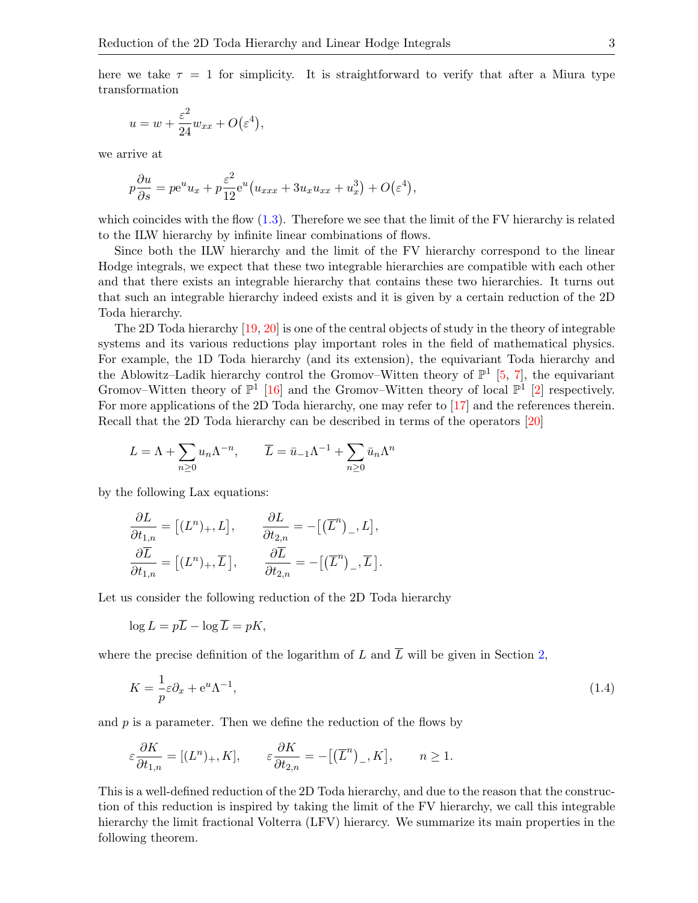here we take $\tau = 1$ for simplicity. It is straightforward to verify that after a Miura type transformation

$$u = w + \frac{\varepsilon^2}{24} w_{xx} + O(\varepsilon^4),$$

we arrive at

$$p\frac{\partial u}{\partial s} = p\mathrm{e}^u u_x + p\frac{\varepsilon^2}{12}\mathrm{e}^u\left(u_{xxx} + 3u_x u_{xx} + u_x^3\right) + O(\varepsilon^4),$$

which coincides with the flow (1.3). Therefore we see that the limit of the FV hierarchy is related to the ILW hierarchy by infinite linear combinations of flows.

Since both the ILW hierarchy and the limit of the FV hierarchy correspond to the linear Hodge integrals, we expect that these two integrable hierarchies are compatible with each other and that there exists an integrable hierarchy that contains these two hierarchies. It turns out that such an integrable hierarchy indeed exists and it is given by a certain reduction of the 2D Toda hierarchy.

The 2D Toda hierarchy [19, 20] is one of the central objects of study in the theory of integrable systems and its various reductions play important roles in the field of mathematical physics. For example, the 1D Toda hierarchy (and its extension), the equivariant Toda hierarchy and the Ablowitz–Ladik hierarchy control the Gromov–Witten theory of $\mathbb{P}^1$ [5, 7], the equivariant Gromov–Witten theory of $\mathbb{P}^1$ [16] and the Gromov–Witten theory of local $\mathbb{P}^1$ [2] respectively. For more applications of the 2D Toda hierarchy, one may refer to [17] and the references therein. Recall that the 2D Toda hierarchy can be described in terms of the operators [20]

$$L = \Lambda + \sum_{n\geq 0} u_n \Lambda^{-n}, \qquad \overline{L} = \bar{u}_{-1}\Lambda^{-1} + \sum_{n\geq 0} \bar{u}_n \Lambda^n$$

by the following Lax equations:

$$\frac{\partial L}{\partial t_{1,n}} = \left[(L^n)_+, L\right], \qquad \frac{\partial L}{\partial t_{2,n}} = -\left[\left(\overline{L}^n\right)_-, L\right],$$
$$\frac{\partial \overline{L}}{\partial t_{1,n}} = \left[(L^n)_+, \overline{L}\right], \qquad \frac{\partial \overline{L}}{\partial t_{2,n}} = -\left[\left(\overline{L}^n\right)_-, \overline{L}\right].$$

Let us consider the following reduction of the 2D Toda hierarchy

$$\log L = p\overline{L} - \log \overline{L} = pK,$$

where the precise definition of the logarithm of $L$ and $\overline{L}$ will be given in Section 2,

$$K = \frac{1}{p}\varepsilon\partial_x + \mathrm{e}^u\Lambda^{-1}, \tag{1.4}$$

and $p$ is a parameter. Then we define the reduction of the flows by

$$\varepsilon\frac{\partial K}{\partial t_{1,n}} = [(L^n)_+, K], \qquad \varepsilon\frac{\partial K}{\partial t_{2,n}} = -\left[\left(\overline{L}^n\right)_-, K\right], \qquad n \geq 1.$$

This is a well-defined reduction of the 2D Toda hierarchy, and due to the reason that the construction of this reduction is inspired by taking the limit of the FV hierarchy, we call this integrable hierarchy the limit fractional Volterra (LFV) hierarchy. We summarize its main properties in the following theorem.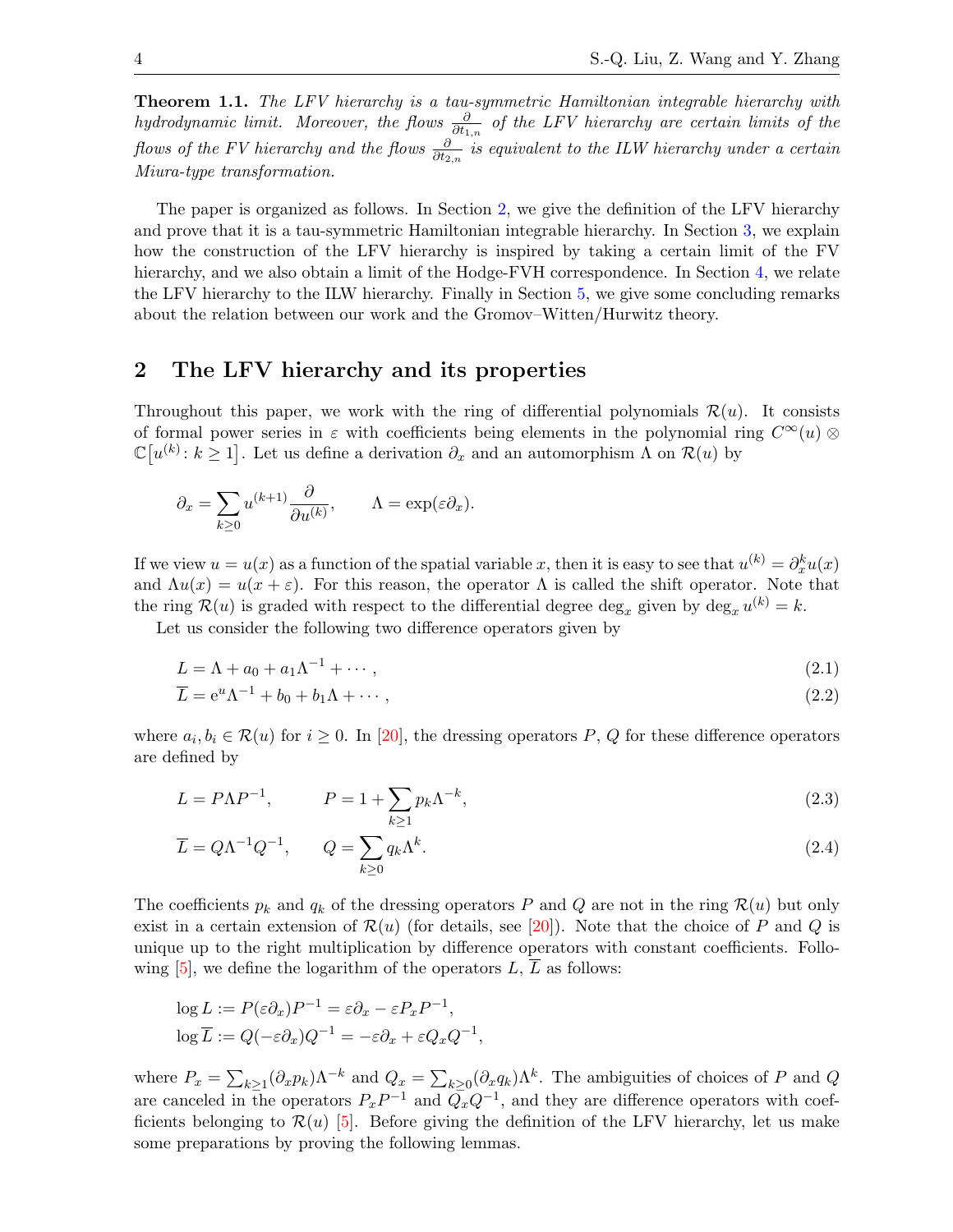**Theorem 1.1.** *The LFV hierarchy is a tau-symmetric Hamiltonian integrable hierarchy with hydrodynamic limit. Moreover, the flows $\frac{\partial}{\partial t_{1,n}}$ of the LFV hierarchy are certain limits of the flows of the FV hierarchy and the flows $\frac{\partial}{\partial t_{2,n}}$ is equivalent to the ILW hierarchy under a certain Miura-type transformation.*

The paper is organized as follows. In Section 2, we give the definition of the LFV hierarchy and prove that it is a tau-symmetric Hamiltonian integrable hierarchy. In Section 3, we explain how the construction of the LFV hierarchy is inspired by taking a certain limit of the FV hierarchy, and we also obtain a limit of the Hodge-FVH correspondence. In Section 4, we relate the LFV hierarchy to the ILW hierarchy. Finally in Section 5, we give some concluding remarks about the relation between our work and the Gromov–Witten/Hurwitz theory.

## 2 The LFV hierarchy and its properties

Throughout this paper, we work with the ring of differential polynomials $\mathcal{R}(u)$. It consists of formal power series in $\varepsilon$ with coefficients being elements in the polynomial ring $C^\infty(u) \otimes \mathbb{C}\big[u^{(k)}\colon k \geq 1\big]$. Let us define a derivation $\partial_x$ and an automorphism $\Lambda$ on $\mathcal{R}(u)$ by

$$\partial_x = \sum_{k\geq 0} u^{(k+1)} \frac{\partial}{\partial u^{(k)}}, \qquad \Lambda = \exp(\varepsilon \partial_x).$$

If we view $u = u(x)$ as a function of the spatial variable $x$, then it is easy to see that $u^{(k)} = \partial_x^k u(x)$ and $\Lambda u(x) = u(x+\varepsilon)$. For this reason, the operator $\Lambda$ is called the shift operator. Note that the ring $\mathcal{R}(u)$ is graded with respect to the differential degree $\deg_x$ given by $\deg_x u^{(k)} = k$.

Let us consider the following two difference operators given by

$$L = \Lambda + a_0 + a_1 \Lambda^{-1} + \cdots, \tag{2.1}$$

$$\overline{L} = \mathrm{e}^u \Lambda^{-1} + b_0 + b_1 \Lambda + \cdots, \tag{2.2}$$

where $a_i, b_i \in \mathcal{R}(u)$ for $i \geq 0$. In [20], the dressing operators $P$, $Q$ for these difference operators are defined by

$$L = P \Lambda P^{-1}, \qquad P = 1 + \sum_{k\geq 1} p_k \Lambda^{-k}, \tag{2.3}$$

$$\overline{L} = Q \Lambda^{-1} Q^{-1}, \qquad Q = \sum_{k\geq 0} q_k \Lambda^{k}. \tag{2.4}$$

The coefficients $p_k$ and $q_k$ of the dressing operators $P$ and $Q$ are not in the ring $\mathcal{R}(u)$ but only exist in a certain extension of $\mathcal{R}(u)$ (for details, see [20]). Note that the choice of $P$ and $Q$ is unique up to the right multiplication by difference operators with constant coefficients. Following [5], we define the logarithm of the operators $L$, $\overline{L}$ as follows:

$$\log L := P(\varepsilon \partial_x) P^{-1} = \varepsilon \partial_x - \varepsilon P_x P^{-1},$$

$$\log \overline{L} := Q(-\varepsilon \partial_x) Q^{-1} = -\varepsilon \partial_x + \varepsilon Q_x Q^{-1},$$

where $P_x = \sum_{k\geq 1} (\partial_x p_k) \Lambda^{-k}$ and $Q_x = \sum_{k \geq 0} (\partial_x q_k) \Lambda^k$. The ambiguities of choices of $P$ and $Q$ are canceled in the operators $P_x P^{-1}$ and $Q_x Q^{-1}$, and they are difference operators with coefficients belonging to $\mathcal{R}(u)$ [5]. Before giving the definition of the LFV hierarchy, let us make some preparations by proving the following lemmas.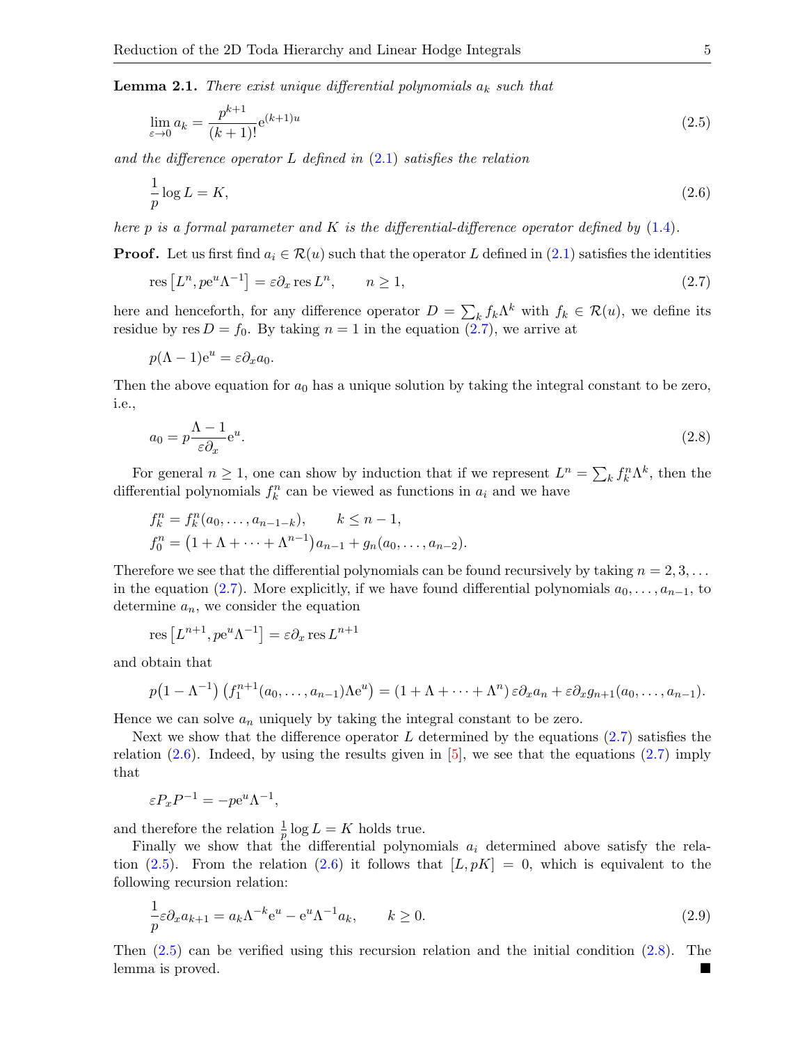**Lemma 2.1.** *There exist unique differential polynomials $a_k$ such that*

$$\lim_{\varepsilon\to 0} a_k = \frac{p^{k+1}}{(k+1)!}\mathrm{e}^{(k+1)u} \tag{2.5}$$

*and the difference operator $L$ defined in (2.1) satisfies the relation*

$$\frac{1}{p}\log L = K, \tag{2.6}$$

*here $p$ is a formal parameter and $K$ is the differential-difference operator defined by (1.4).*

**Proof.** Let us first find $a_i \in \mathcal{R}(u)$ such that the operator $L$ defined in (2.1) satisfies the identities

$$\operatorname{res}\left[L^n, p\mathrm{e}^u\Lambda^{-1}\right] = \varepsilon\partial_x \operatorname{res} L^n, \qquad n \geq 1, \tag{2.7}$$

here and henceforth, for any difference operator $D = \sum_k f_k \Lambda^k$ with $f_k \in \mathcal{R}(u)$, we define its residue by $\operatorname{res} D = f_0$. By taking $n = 1$ in the equation (2.7), we arrive at

$$p(\Lambda - 1)\mathrm{e}^u = \varepsilon\partial_x a_0.$$

Then the above equation for $a_0$ has a unique solution by taking the integral constant to be zero, i.e.,

$$a_0 = p\frac{\Lambda - 1}{\varepsilon\partial_x}\mathrm{e}^u. \tag{2.8}$$

For general $n \geq 1$, one can show by induction that if we represent $L^n = \sum_k f_k^n \Lambda^k$, then the differential polynomials $f_k^n$ can be viewed as functions in $a_i$ and we have

$$f_k^n = f_k^n(a_0, \ldots, a_{n-1-k}), \qquad k \leq n-1,$$
$$f_0^n = \left(1 + \Lambda + \cdots + \Lambda^{n-1}\right)a_{n-1} + g_n(a_0, \ldots, a_{n-2}).$$

Therefore we see that the differential polynomials can be found recursively by taking $n = 2, 3, \ldots$ in the equation (2.7). More explicitly, if we have found differential polynomials $a_0, \ldots, a_{n-1}$, to determine $a_n$, we consider the equation

$$\operatorname{res}\left[L^{n+1}, p\mathrm{e}^u\Lambda^{-1}\right] = \varepsilon\partial_x \operatorname{res} L^{n+1}$$

and obtain that

$$p\left(1 - \Lambda^{-1}\right)\left(f_1^{n+1}(a_0, \ldots, a_{n-1})\Lambda\mathrm{e}^u\right) = \left(1 + \Lambda + \cdots + \Lambda^n\right)\varepsilon\partial_x a_n + \varepsilon\partial_x g_{n+1}(a_0, \ldots, a_{n-1}).$$

Hence we can solve $a_n$ uniquely by taking the integral constant to be zero.

Next we show that the difference operator $L$ determined by the equations (2.7) satisfies the relation (2.6). Indeed, by using the results given in [5], we see that the equations (2.7) imply that

$$\varepsilon P_x P^{-1} = -p\mathrm{e}^u\Lambda^{-1},$$

and therefore the relation $\frac{1}{p}\log L = K$ holds true.

Finally we show that the differential polynomials $a_i$ determined above satisfy the relation (2.5). From the relation (2.6) it follows that $[L, pK] = 0$, which is equivalent to the following recursion relation:

$$\frac{1}{p}\varepsilon\partial_x a_{k+1} = a_k\Lambda^{-k}\mathrm{e}^u - \mathrm{e}^u\Lambda^{-1}a_k, \qquad k \geq 0. \tag{2.9}$$

Then (2.5) can be verified using this recursion relation and the initial condition (2.8). The lemma is proved. ∎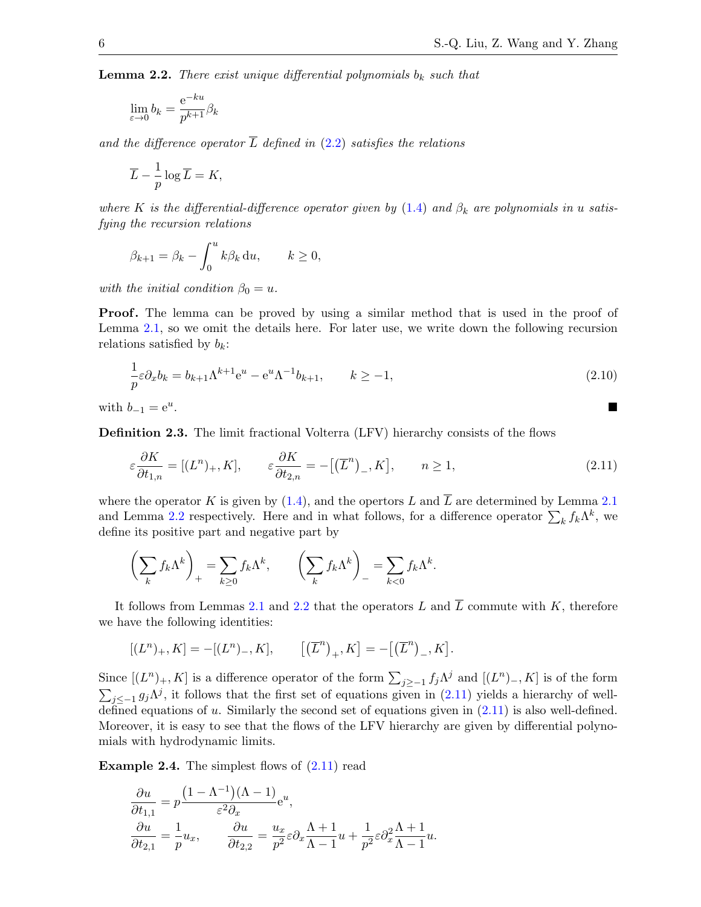**Lemma 2.2.** *There exist unique differential polynomials $b_k$ such that*

$$\lim_{\varepsilon\to 0} b_k = \frac{\mathrm{e}^{-ku}}{p^{k+1}}\beta_k$$

*and the difference operator $\overline{L}$ defined in (2.2) satisfies the relations*

$$\overline{L} - \frac{1}{p}\log \overline{L} = K,$$

*where $K$ is the differential-difference operator given by (1.4) and $\beta_k$ are polynomials in $u$ satisfying the recursion relations*

$$\beta_{k+1} = \beta_k - \int_0^u k\beta_k \,\mathrm{d}u, \qquad k \geq 0,$$

*with the initial condition $\beta_0 = u$.*

**Proof.** The lemma can be proved by using a similar method that is used in the proof of Lemma 2.1, so we omit the details here. For later use, we write down the following recursion relations satisfied by $b_k$:

$$\frac{1}{p}\varepsilon\partial_x b_k = b_{k+1}\Lambda^{k+1}\mathrm{e}^u - \mathrm{e}^u\Lambda^{-1}b_{k+1}, \qquad k \geq -1, \tag{2.10}$$

with $b_{-1} = \mathrm{e}^u$. ■

**Definition 2.3.** The limit fractional Volterra (LFV) hierarchy consists of the flows

$$\varepsilon\frac{\partial K}{\partial t_{1,n}} = [(L^n)_+, K], \qquad \varepsilon\frac{\partial K}{\partial t_{2,n}} = -\big[\big(\overline{L}^n\big)_-, K\big], \qquad n \geq 1, \tag{2.11}$$

where the operator $K$ is given by (1.4), and the opertors $L$ and $\overline{L}$ are determined by Lemma 2.1 and Lemma 2.2 respectively. Here and in what follows, for a difference operator $\sum_k f_k\Lambda^k$, we define its positive part and negative part by

$$\left(\sum_k f_k\Lambda^k\right)_+ = \sum_{k\geq 0} f_k\Lambda^k, \qquad \left(\sum_k f_k\Lambda^k\right)_- = \sum_{k<0} f_k\Lambda^k.$$

It follows from Lemmas 2.1 and 2.2 that the operators $L$ and $\overline{L}$ commute with $K$, therefore we have the following identities:

$$[(L^n)_+, K] = -[(L^n)_-, K], \qquad \big[\big(\overline{L}^n\big)_+, K\big] = -\big[\big(\overline{L}^n\big)_-, K\big].$$

Since $[(L^n)_+, K]$ is a difference operator of the form $\sum_{j\geq -1} f_j\Lambda^j$ and $[(L^n)_-, K]$ is of the form $\sum_{j\leq -1} g_j\Lambda^j$, it follows that the first set of equations given in (2.11) yields a hierarchy of well-defined equations of $u$. Similarly the second set of equations given in (2.11) is also well-defined. Moreover, it is easy to see that the flows of the LFV hierarchy are given by differential polynomials with hydrodynamic limits.

**Example 2.4.** The simplest flows of (2.11) read

$$\frac{\partial u}{\partial t_{1,1}} = p\frac{\big(1-\Lambda^{-1}\big)(\Lambda - 1)}{\varepsilon^2\partial_x}\mathrm{e}^u,$$

$$\frac{\partial u}{\partial t_{2,1}} = \frac{1}{p}u_x, \qquad \frac{\partial u}{\partial t_{2,2}} = \frac{u_x}{p^2}\varepsilon\partial_x\frac{\Lambda+1}{\Lambda-1}u + \frac{1}{p^2}\varepsilon\partial_x^2\frac{\Lambda+1}{\Lambda-1}u.$$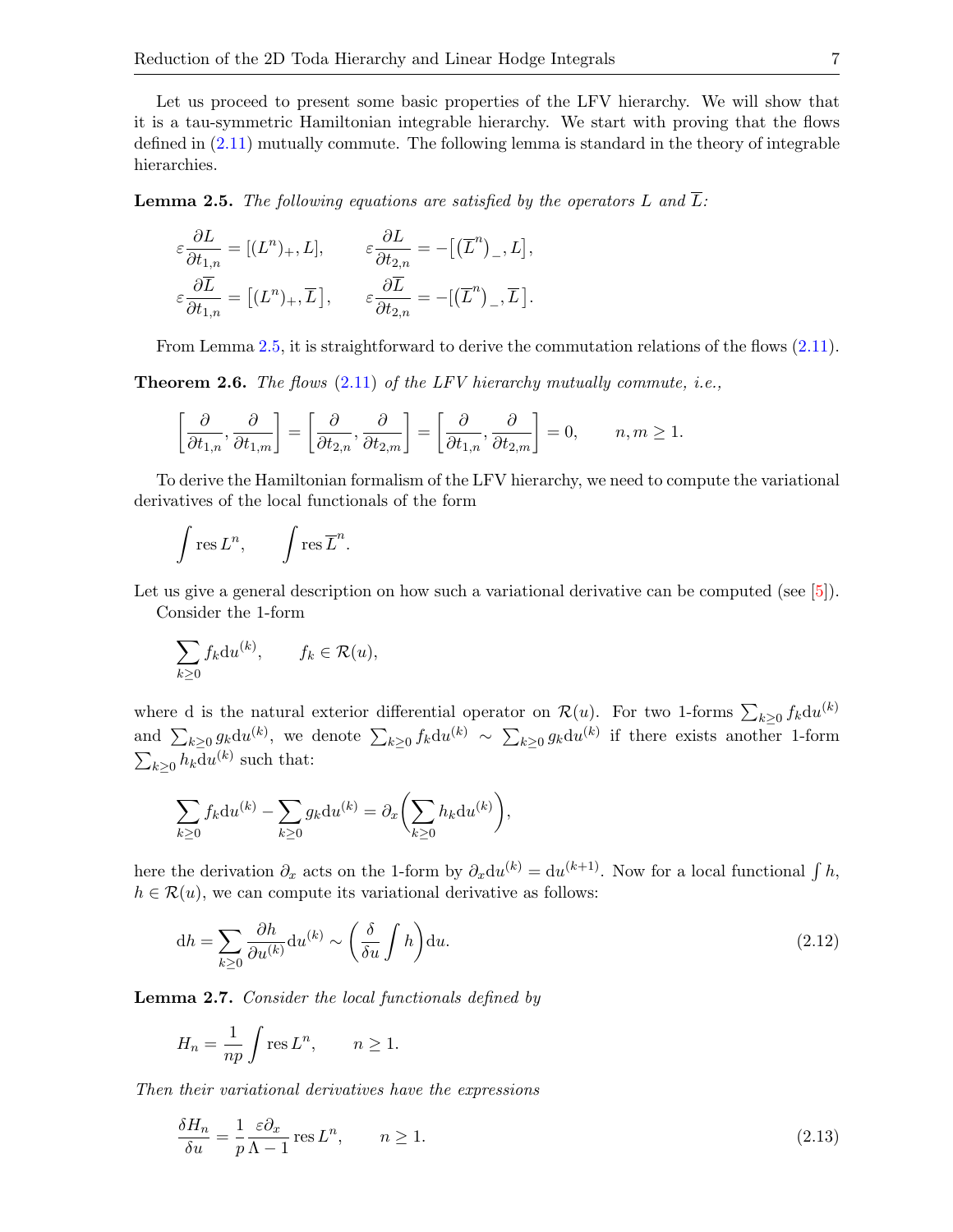Let us proceed to present some basic properties of the LFV hierarchy. We will show that it is a tau-symmetric Hamiltonian integrable hierarchy. We start with proving that the flows defined in (2.11) mutually commute. The following lemma is standard in the theory of integrable hierarchies.

**Lemma 2.5.** *The following equations are satisfied by the operators $L$ and $\overline{L}$:*

$$\varepsilon\frac{\partial L}{\partial t_{1,n}} = [(L^n)_+, L], \qquad \varepsilon\frac{\partial L}{\partial t_{2,n}} = -\big[\big(\overline{L}^n\big)_-, L\big],$$
$$\varepsilon\frac{\partial \overline{L}}{\partial t_{1,n}} = \big[(L^n)_+, \overline{L}\big], \qquad \varepsilon\frac{\partial \overline{L}}{\partial t_{2,n}} = -\big[\big(\overline{L}^n\big)_-, \overline{L}\big].$$

From Lemma 2.5, it is straightforward to derive the commutation relations of the flows (2.11).

**Theorem 2.6.** *The flows (2.11) of the LFV hierarchy mutually commute, i.e.,*

$$\left[\frac{\partial}{\partial t_{1,n}}, \frac{\partial}{\partial t_{1,m}}\right] = \left[\frac{\partial}{\partial t_{2,n}}, \frac{\partial}{\partial t_{2,m}}\right] = \left[\frac{\partial}{\partial t_{1,n}}, \frac{\partial}{\partial t_{2,m}}\right] = 0, \qquad n, m \geq 1.$$

To derive the Hamiltonian formalism of the LFV hierarchy, we need to compute the variational derivatives of the local functionals of the form

$$\int \operatorname{res} L^n, \qquad \int \operatorname{res} \overline{L}^n.$$

Let us give a general description on how such a variational derivative can be computed (see [5]).

Consider the 1-form

$$\sum_{k\geq 0} f_k \mathrm{d}u^{(k)}, \qquad f_k \in \mathcal{R}(u),$$

where $\mathrm{d}$ is the natural exterior differential operator on $\mathcal{R}(u)$. For two 1-forms $\sum_{k\geq 0} f_k \mathrm{d}u^{(k)}$ and $\sum_{k\geq 0} g_k \mathrm{d}u^{(k)}$, we denote $\sum_{k\geq 0} f_k \mathrm{d}u^{(k)} \sim \sum_{k\geq 0} g_k \mathrm{d}u^{(k)}$ if there exists another 1-form $\sum_{k\geq 0} h_k \mathrm{d}u^{(k)}$ such that:

$$\sum_{k\geq 0} f_k \mathrm{d}u^{(k)} - \sum_{k\geq 0} g_k \mathrm{d}u^{(k)} = \partial_x\bigg(\sum_{k\geq 0} h_k \mathrm{d}u^{(k)}\bigg),$$

here the derivation $\partial_x$ acts on the 1-form by $\partial_x \mathrm{d}u^{(k)} = \mathrm{d}u^{(k+1)}$. Now for a local functional $\int h$, $h \in \mathcal{R}(u)$, we can compute its variational derivative as follows:

$$\mathrm{d}h = \sum_{k\geq 0} \frac{\partial h}{\partial u^{(k)}} \mathrm{d}u^{(k)} \sim \left(\frac{\delta}{\delta u}\int h\right)\mathrm{d}u. \tag{2.12}$$

**Lemma 2.7.** *Consider the local functionals defined by*

$$H_n = \frac{1}{np}\int \operatorname{res} L^n, \qquad n \geq 1.$$

*Then their variational derivatives have the expressions*

$$\frac{\delta H_n}{\delta u} = \frac{1}{p}\frac{\varepsilon\partial_x}{\Lambda - 1}\operatorname{res} L^n, \qquad n \geq 1. \tag{2.13}$$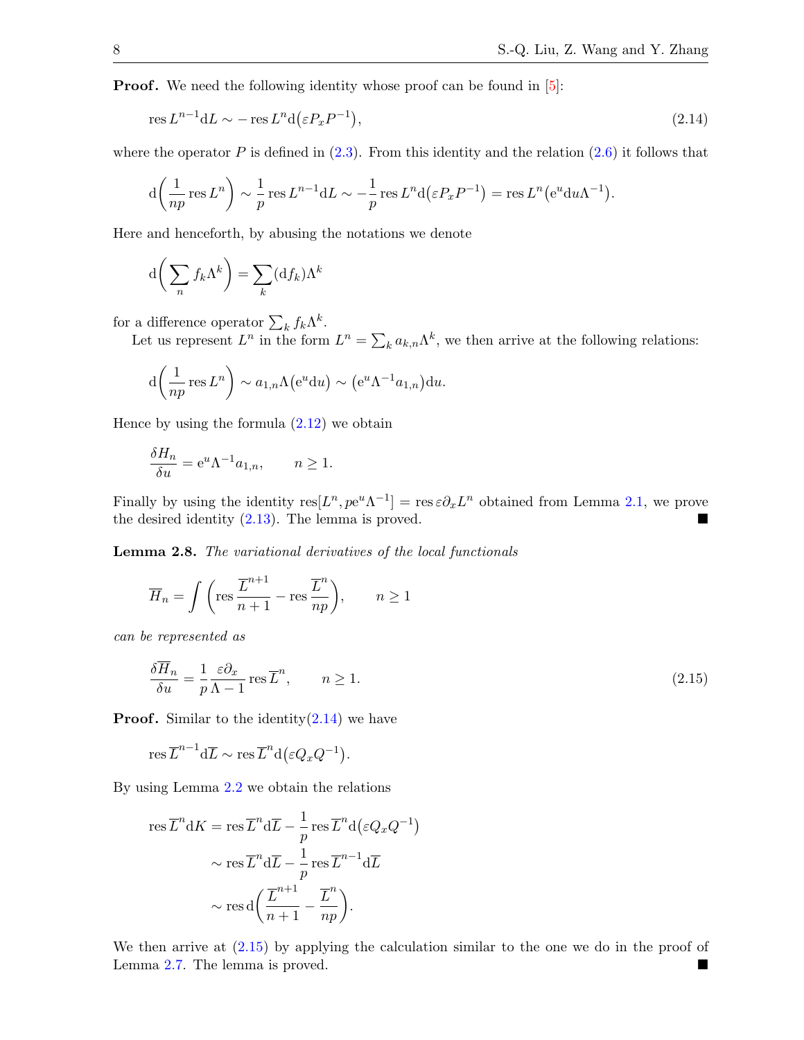**Proof.** We need the following identity whose proof can be found in [5]:

$$\operatorname{res} L^{n-1}\mathrm{d}L \sim -\operatorname{res} L^n \mathrm{d}\big(\varepsilon P_x P^{-1}\big), \tag{2.14}$$

where the operator $P$ is defined in (2.3). From this identity and the relation (2.6) it follows that

$$\mathrm{d}\bigg(\frac{1}{np}\operatorname{res} L^n\bigg) \sim \frac{1}{p}\operatorname{res} L^{n-1}\mathrm{d}L \sim -\frac{1}{p}\operatorname{res} L^n \mathrm{d}\big(\varepsilon P_x P^{-1}\big) = \operatorname{res} L^n\big(\mathrm{e}^u \mathrm{d}u \Lambda^{-1}\big).$$

Here and henceforth, by abusing the notations we denote

$$\mathrm{d}\bigg(\sum_n f_k \Lambda^k\bigg) = \sum_k (\mathrm{d}f_k)\Lambda^k$$

for a difference operator $\sum_k f_k \Lambda^k$.

Let us represent $L^n$ in the form $L^n = \sum_k a_{k,n}\Lambda^k$, we then arrive at the following relations:

$$\mathrm{d}\bigg(\frac{1}{np}\operatorname{res} L^n\bigg) \sim a_{1,n}\Lambda\big(\mathrm{e}^u \mathrm{d}u\big) \sim \big(\mathrm{e}^u \Lambda^{-1} a_{1,n}\big)\mathrm{d}u.$$

Hence by using the formula (2.12) we obtain

$$\frac{\delta H_n}{\delta u} = \mathrm{e}^u \Lambda^{-1} a_{1,n}, \qquad n \geq 1.$$

Finally by using the identity $\operatorname{res}[L^n, p\mathrm{e}^u\Lambda^{-1}] = \operatorname{res} \varepsilon\partial_x L^n$ obtained from Lemma 2.1, we prove the desired identity (2.13). The lemma is proved. ■

**Lemma 2.8.** *The variational derivatives of the local functionals*

$$\overline{H}_n = \int \bigg(\operatorname{res}\frac{\overline{L}^{n+1}}{n+1} - \operatorname{res}\frac{\overline{L}^n}{np}\bigg), \qquad n \geq 1$$

*can be represented as*

$$\frac{\delta \overline{H}_n}{\delta u} = \frac{1}{p}\frac{\varepsilon\partial_x}{\Lambda - 1}\operatorname{res}\overline{L}^n, \qquad n \geq 1. \tag{2.15}$$

**Proof.** Similar to the identity(2.14) we have

$$\operatorname{res}\overline{L}^{n-1}\mathrm{d}\overline{L} \sim \operatorname{res}\overline{L}^n \mathrm{d}\big(\varepsilon Q_x Q^{-1}\big).$$

By using Lemma 2.2 we obtain the relations

$$\begin{aligned}
\operatorname{res}\overline{L}^n \mathrm{d}K &= \operatorname{res}\overline{L}^n \mathrm{d}\overline{L} - \frac{1}{p}\operatorname{res}\overline{L}^n \mathrm{d}\big(\varepsilon Q_x Q^{-1}\big) \\
&\sim \operatorname{res}\overline{L}^n \mathrm{d}\overline{L} - \frac{1}{p}\operatorname{res}\overline{L}^{n-1}\mathrm{d}\overline{L} \\
&\sim \operatorname{res}\mathrm{d}\bigg(\frac{\overline{L}^{n+1}}{n+1} - \frac{\overline{L}^n}{np}\bigg).
\end{aligned}$$

We then arrive at (2.15) by applying the calculation similar to the one we do in the proof of Lemma 2.7. The lemma is proved. ■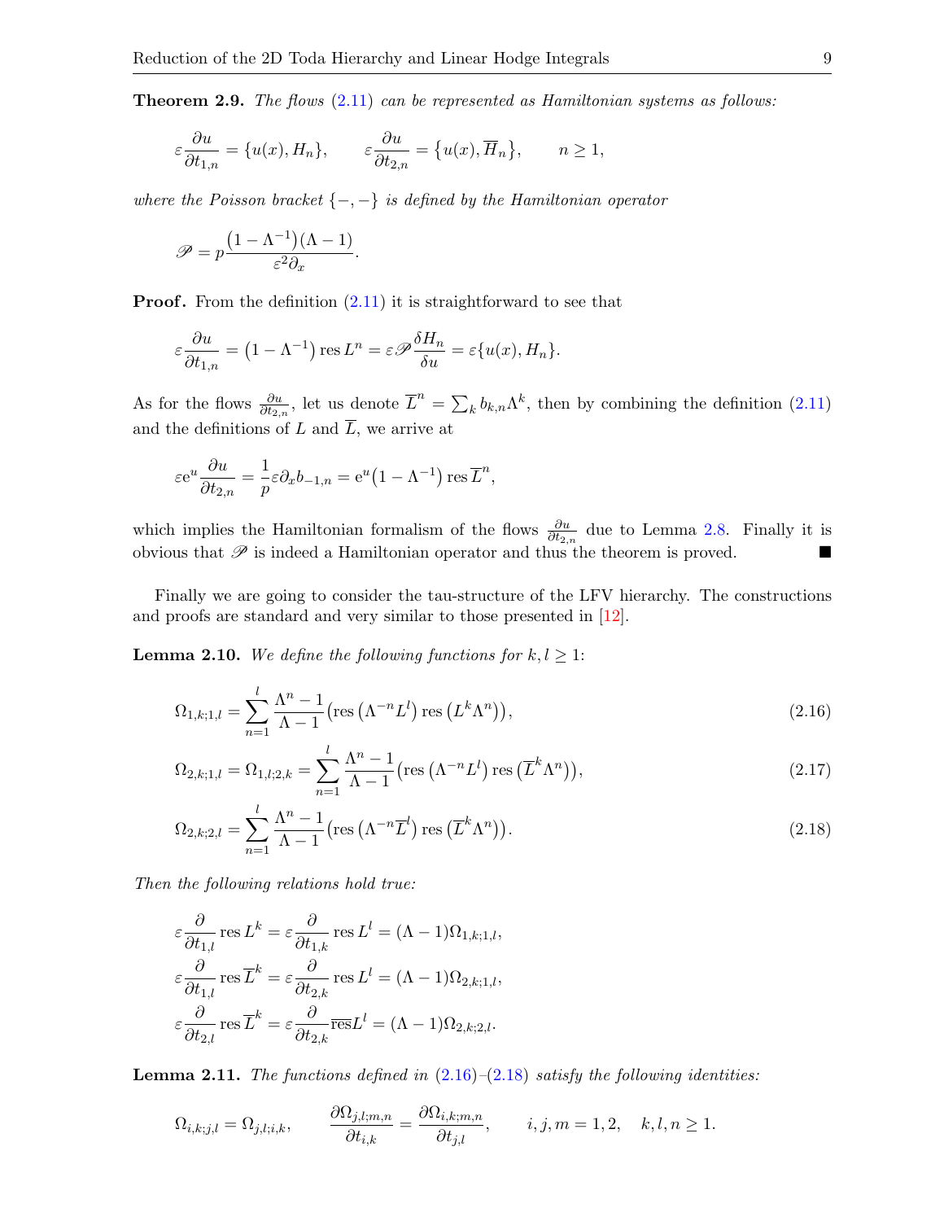**Theorem 2.9.** *The flows* (2.11) *can be represented as Hamiltonian systems as follows:*

$$\varepsilon\frac{\partial u}{\partial t_{1,n}} = \{u(x), H_n\}, \qquad \varepsilon\frac{\partial u}{\partial t_{2,n}} = \{u(x), \overline{H}_n\}, \qquad n \geq 1,$$

*where the Poisson bracket* $\{-,-\}$ *is defined by the Hamiltonian operator*

$$\mathscr{P} = p\frac{(1-\Lambda^{-1})(\Lambda-1)}{\varepsilon^2\partial_x}.$$

**Proof.** From the definition (2.11) it is straightforward to see that

$$\varepsilon\frac{\partial u}{\partial t_{1,n}} = (1-\Lambda^{-1})\operatorname{res} L^n = \varepsilon\mathscr{P}\frac{\delta H_n}{\delta u} = \varepsilon\{u(x), H_n\}.$$

As for the flows $\frac{\partial u}{\partial t_{2,n}}$, let us denote $\overline{L}^n = \sum_k b_{k,n}\Lambda^k$, then by combining the definition (2.11) and the definitions of $L$ and $\overline{L}$, we arrive at

$$\varepsilon \mathrm{e}^u\frac{\partial u}{\partial t_{2,n}} = \frac{1}{p}\varepsilon\partial_x b_{-1,n} = \mathrm{e}^u(1-\Lambda^{-1})\operatorname{res}\overline{L}^n,$$

which implies the Hamiltonian formalism of the flows $\frac{\partial u}{\partial t_{2,n}}$ due to Lemma 2.8. Finally it is obvious that $\mathscr{P}$ is indeed a Hamiltonian operator and thus the theorem is proved. ∎

Finally we are going to consider the tau-structure of the LFV hierarchy. The constructions and proofs are standard and very similar to those presented in [12].

**Lemma 2.10.** *We define the following functions for* $k, l \geq 1$:

$$\Omega_{1,k;1,l} = \sum_{n=1}^{l}\frac{\Lambda^n-1}{\Lambda-1}\left(\operatorname{res}\left(\Lambda^{-n}L^l\right)\operatorname{res}\left(L^k\Lambda^n\right)\right), \tag{2.16}$$

$$\Omega_{2,k;1,l} = \Omega_{1,l;2,k} = \sum_{n=1}^{l}\frac{\Lambda^n-1}{\Lambda-1}\left(\operatorname{res}\left(\Lambda^{-n}L^l\right)\operatorname{res}\left(\overline{L}^k\Lambda^n\right)\right), \tag{2.17}$$

$$\Omega_{2,k;2,l} = \sum_{n=1}^{l}\frac{\Lambda^n-1}{\Lambda-1}\left(\operatorname{res}\left(\Lambda^{-n}\overline{L}^l\right)\operatorname{res}\left(\overline{L}^k\Lambda^n\right)\right). \tag{2.18}$$

*Then the following relations hold true:*

$$\varepsilon\frac{\partial}{\partial t_{1,l}}\operatorname{res} L^k = \varepsilon\frac{\partial}{\partial t_{1,k}}\operatorname{res} L^l = (\Lambda-1)\Omega_{1,k;1,l},$$

$$\varepsilon\frac{\partial}{\partial t_{1,l}}\operatorname{res} \overline{L}^k = \varepsilon\frac{\partial}{\partial t_{2,k}}\operatorname{res} L^l = (\Lambda-1)\Omega_{2,k;1,l},$$

$$\varepsilon\frac{\partial}{\partial t_{2,l}}\operatorname{res} \overline{L}^k = \varepsilon\frac{\partial}{\partial t_{2,k}}\overline{\operatorname{res}} L^l = (\Lambda-1)\Omega_{2,k;2,l}.$$

**Lemma 2.11.** *The functions defined in* (2.16)–(2.18) *satisfy the following identities:*

$$\Omega_{i,k;j,l} = \Omega_{j,l;i,k}, \qquad \frac{\partial\Omega_{j,l;m,n}}{\partial t_{i,k}} = \frac{\partial\Omega_{i,k;m,n}}{\partial t_{j,l}}, \qquad i,j,m = 1,2, \quad k,l,n \geq 1.$$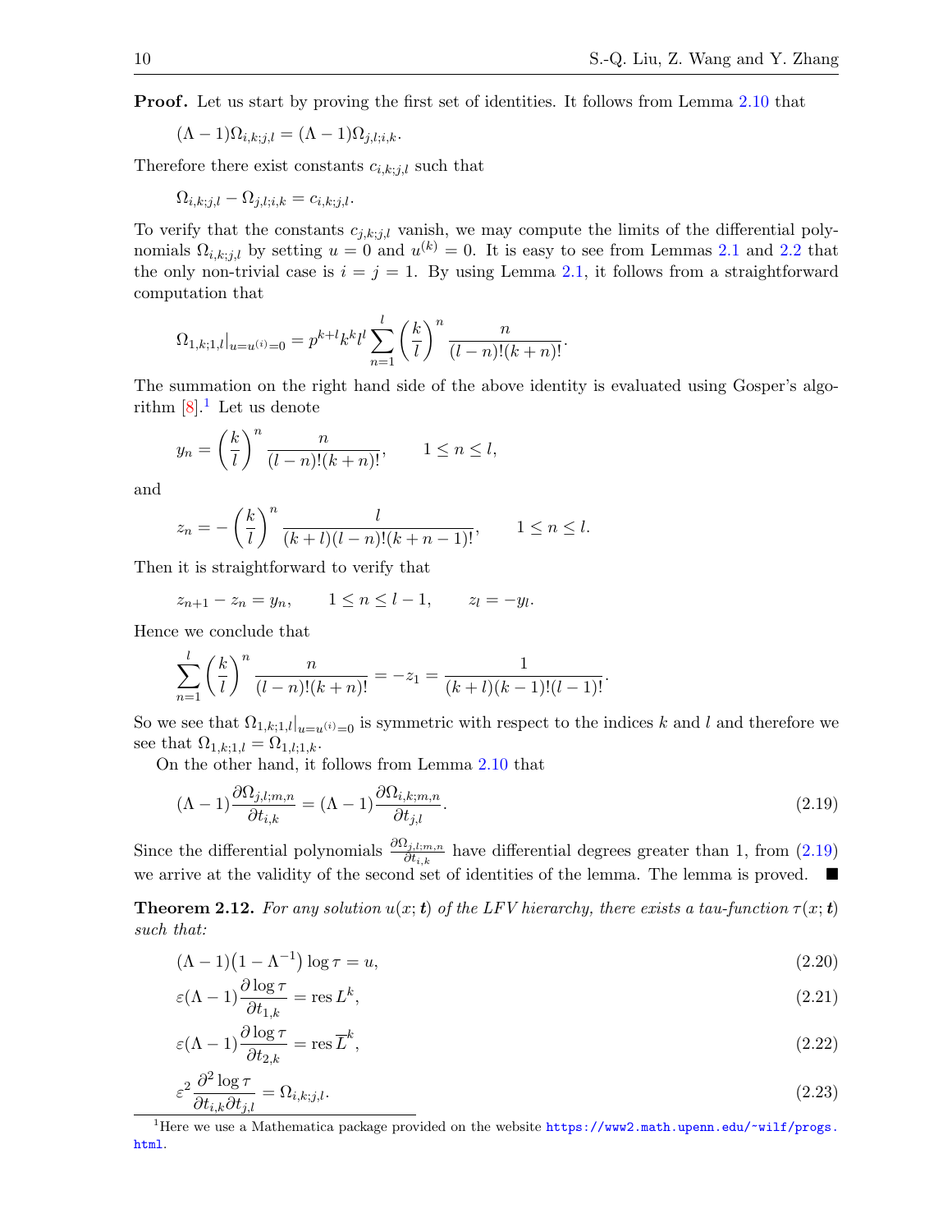**Proof.** Let us start by proving the first set of identities. It follows from Lemma 2.10 that

$$(\Lambda-1)\Omega_{i,k;j,l} = (\Lambda-1)\Omega_{j,l;i,k}.$$

Therefore there exist constants $c_{i,k;j,l}$ such that

$$\Omega_{i,k;j,l} - \Omega_{j,l;i,k} = c_{i,k;j,l}.$$

To verify that the constants $c_{j,k;j,l}$ vanish, we may compute the limits of the differential polynomials $\Omega_{i,k;j,l}$ by setting $u=0$ and $u^{(k)}=0$. It is easy to see from Lemmas 2.1 and 2.2 that the only non-trivial case is $i=j=1$. By using Lemma 2.1, it follows from a straightforward computation that

$$\Omega_{1,k;1,l}|_{u=u^{(i)}=0} = p^{k+l}k^k l^l \sum_{n=1}^{l} \left(\frac{k}{l}\right)^n \frac{n}{(l-n)!(k+n)!}.$$

The summation on the right hand side of the above identity is evaluated using Gosper's algorithm [8].[1] Let us denote

$$y_n = \left(\frac{k}{l}\right)^n \frac{n}{(l-n)!(k+n)!}, \qquad 1 \le n \le l,$$

and

$$z_n = -\left(\frac{k}{l}\right)^n \frac{l}{(k+l)(l-n)!(k+n-1)!}, \qquad 1 \le n \le l.$$

Then it is straightforward to verify that

$$z_{n+1} - z_n = y_n, \qquad 1 \le n \le l-1, \qquad z_l = -y_l.$$

Hence we conclude that

$$\sum_{n=1}^{l} \left(\frac{k}{l}\right)^n \frac{n}{(l-n)!(k+n)!} = -z_1 = \frac{1}{(k+l)(k-1)!(l-1)!}.$$

So we see that $\Omega_{1,k;1,l}|_{u=u^{(i)}=0}$ is symmetric with respect to the indices $k$ and $l$ and therefore we see that $\Omega_{1,k;1,l} = \Omega_{1,l;1,k}$.

On the other hand, it follows from Lemma 2.10 that

$$(\Lambda-1)\frac{\partial \Omega_{j,l;m,n}}{\partial t_{i,k}} = (\Lambda-1)\frac{\partial \Omega_{i,k;m,n}}{\partial t_{j,l}}. \tag{2.19}$$

Since the differential polynomials $\frac{\partial \Omega_{j,l;m,n}}{\partial t_{i,k}}$ have differential degrees greater than 1, from (2.19) we arrive at the validity of the second set of identities of the lemma. The lemma is proved. ■

**Theorem 2.12.** *For any solution $u(x;\boldsymbol{t})$ of the LFV hierarchy, there exists a tau-function $\tau(x;\boldsymbol{t})$ such that:*

$$(\Lambda-1)\left(1-\Lambda^{-1}\right)\log\tau = u, \tag{2.20}$$

$$\varepsilon(\Lambda-1)\frac{\partial \log\tau}{\partial t_{1,k}} = \operatorname{res} L^k, \tag{2.21}$$

$$\varepsilon(\Lambda-1)\frac{\partial \log\tau}{\partial t_{2,k}} = \operatorname{res} \overline{L}^k, \tag{2.22}$$

$$\varepsilon^2 \frac{\partial^2 \log\tau}{\partial t_{i,k}\partial t_{j,l}} = \Omega_{i,k;j,l}. \tag{2.23}$$

[1] Here we use a Mathematica package provided on the website https://www2.math.upenn.edu/~wilf/progs.html.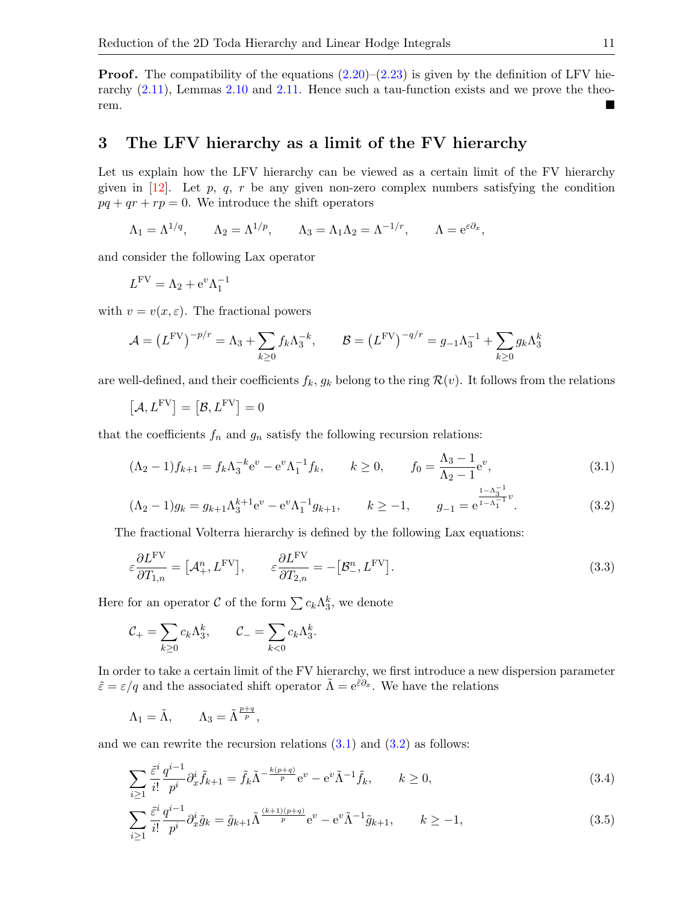**Proof.** The compatibility of the equations (2.20)–(2.23) is given by the definition of LFV hierarchy (2.11), Lemmas 2.10 and 2.11. Hence such a tau-function exists and we prove the theorem. ■

# 3 The LFV hierarchy as a limit of the FV hierarchy

Let us explain how the LFV hierarchy can be viewed as a certain limit of the FV hierarchy given in [12]. Let $p$, $q$, $r$ be any given non-zero complex numbers satisfying the condition $pq + qr + rp = 0$. We introduce the shift operators

$$\Lambda_1 = \Lambda^{1/q}, \qquad \Lambda_2 = \Lambda^{1/p}, \qquad \Lambda_3 = \Lambda_1\Lambda_2 = \Lambda^{-1/r}, \qquad \Lambda = \mathrm{e}^{\varepsilon\partial_x},$$

and consider the following Lax operator

$$L^{\mathrm{FV}} = \Lambda_2 + \mathrm{e}^{v}\Lambda_1^{-1}$$

with $v = v(x, \varepsilon)$. The fractional powers

$$\mathcal{A} = \left(L^{\mathrm{FV}}\right)^{-p/r} = \Lambda_3 + \sum_{k\geq 0} f_k \Lambda_3^{-k}, \qquad \mathcal{B} = \left(L^{\mathrm{FV}}\right)^{-q/r} = g_{-1}\Lambda_3^{-1} + \sum_{k\geq 0} g_k \Lambda_3^{k}$$

are well-defined, and their coefficients $f_k$, $g_k$ belong to the ring $\mathcal{R}(v)$. It follows from the relations

$$\left[\mathcal{A}, L^{\mathrm{FV}}\right] = \left[\mathcal{B}, L^{\mathrm{FV}}\right] = 0$$

that the coefficients $f_n$ and $g_n$ satisfy the following recursion relations:

$$(\Lambda_2 - 1) f_{k+1} = f_k \Lambda_3^{-k} \mathrm{e}^{v} - \mathrm{e}^{v}\Lambda_1^{-1} f_k, \qquad k \geq 0, \qquad f_0 = \frac{\Lambda_3 - 1}{\Lambda_2 - 1}\mathrm{e}^{v}, \tag{3.1}$$

$$(\Lambda_2 - 1) g_k = g_{k+1}\Lambda_3^{k+1}\mathrm{e}^{v} - \mathrm{e}^{v}\Lambda_1^{-1} g_{k+1}, \qquad k \geq -1, \qquad g_{-1} = \mathrm{e}^{\frac{1-\Lambda_3^{-1}}{1-\Lambda_1^{-1}}v}. \tag{3.2}$$

The fractional Volterra hierarchy is defined by the following Lax equations:

$$\varepsilon\frac{\partial L^{\mathrm{FV}}}{\partial T_{1,n}} = \left[\mathcal{A}_+^n, L^{\mathrm{FV}}\right], \qquad \varepsilon\frac{\partial L^{\mathrm{FV}}}{\partial T_{2,n}} = -\left[\mathcal{B}_-^n, L^{\mathrm{FV}}\right]. \tag{3.3}$$

Here for an operator $\mathcal{C}$ of the form $\sum c_k \Lambda_3^k$, we denote

$$\mathcal{C}_+ = \sum_{k\geq 0} c_k \Lambda_3^k, \qquad \mathcal{C}_- = \sum_{k<0} c_k\Lambda_3^k.$$

In order to take a certain limit of the FV hierarchy, we first introduce a new dispersion parameter $\tilde{\varepsilon} = \varepsilon/q$ and the associated shift operator $\tilde{\Lambda} = \mathrm{e}^{\tilde{\varepsilon}\partial_x}$. We have the relations

$$\Lambda_1 = \tilde{\Lambda}, \qquad \Lambda_3 = \tilde{\Lambda}^{\frac{p+q}{p}},$$

and we can rewrite the recursion relations (3.1) and (3.2) as follows:

$$\sum_{i\geq 1}\frac{\tilde{\varepsilon}^i}{i!}\frac{q^{i-1}}{p^i}\partial_x^i \tilde{f}_{k+1} = \tilde{f}_k \tilde{\Lambda}^{-\frac{k(p+q)}{p}}\mathrm{e}^{v} - \mathrm{e}^{v}\tilde{\Lambda}^{-1}\tilde{f}_k, \qquad k \geq 0, \tag{3.4}$$

$$\sum_{i\geq 1}\frac{\tilde{\varepsilon}^i}{i!}\frac{q^{i-1}}{p^i}\partial_x^i \tilde{g}_{k} = \tilde{g}_{k+1} \tilde{\Lambda}^{\frac{(k+1)(p+q)}{p}}\mathrm{e}^{v} - \mathrm{e}^{v}\tilde{\Lambda}^{-1}\tilde{g}_{k+1}, \qquad k \geq -1, \tag{3.5}$$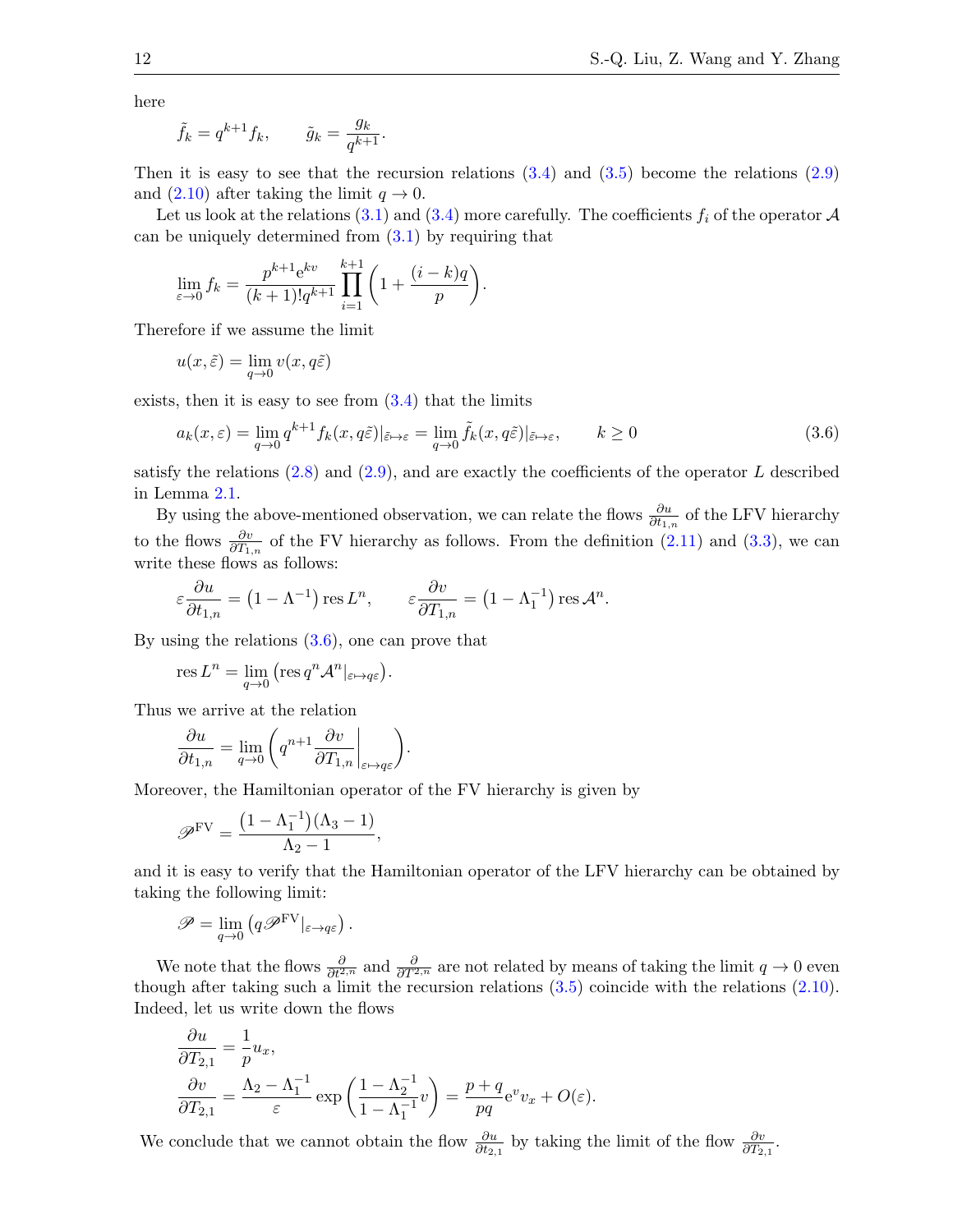here

$$\tilde{f}_k = q^{k+1} f_k, \qquad \tilde{g}_k = \frac{g_k}{q^{k+1}}.$$

Then it is easy to see that the recursion relations (3.4) and (3.5) become the relations (2.9) and (2.10) after taking the limit $q \to 0$.

Let us look at the relations (3.1) and (3.4) more carefully. The coefficients $f_i$ of the operator $\mathcal{A}$ can be uniquely determined from (3.1) by requiring that

$$\lim_{\varepsilon \to 0} f_k = \frac{p^{k+1} \mathrm{e}^{kv}}{(k+1)! q^{k+1}} \prod_{i=1}^{k+1} \left( 1 + \frac{(i-k)q}{p} \right).$$

Therefore if we assume the limit

$$u(x, \tilde{\varepsilon}) = \lim_{q \to 0} v(x, q\tilde{\varepsilon})$$

exists, then it is easy to see from (3.4) that the limits

$$a_k(x, \varepsilon) = \lim_{q \to 0} q^{k+1} f_k(x, q\tilde{\varepsilon})|_{\tilde{\varepsilon} \mapsto \varepsilon} = \lim_{q \to 0} \tilde{f}_k(x, q\tilde{\varepsilon})|_{\tilde{\varepsilon} \mapsto \varepsilon}, \qquad k \geq 0 \tag{3.6}$$

satisfy the relations (2.8) and (2.9), and are exactly the coefficients of the operator $L$ described in Lemma 2.1.

By using the above-mentioned observation, we can relate the flows $\frac{\partial u}{\partial t_{1,n}}$ of the LFV hierarchy to the flows $\frac{\partial v}{\partial T_{1,n}}$ of the FV hierarchy as follows. From the definition (2.11) and (3.3), we can write these flows as follows:

$$\varepsilon \frac{\partial u}{\partial t_{1,n}} = \left(1 - \Lambda^{-1}\right) \operatorname{res} L^n, \qquad \varepsilon \frac{\partial v}{\partial T_{1,n}} = \left(1 - \Lambda_1^{-1}\right) \operatorname{res} \mathcal{A}^n.$$

By using the relations (3.6), one can prove that

$$\operatorname{res} L^n = \lim_{q \to 0} \left( \operatorname{res} q^n \mathcal{A}^n |_{\varepsilon \mapsto q\varepsilon} \right).$$

Thus we arrive at the relation

$$\frac{\partial u}{\partial t_{1,n}} = \lim_{q \to 0} \left( q^{n+1} \frac{\partial v}{\partial T_{1,n}} \bigg|_{\varepsilon \mapsto q\varepsilon} \right).$$

Moreover, the Hamiltonian operator of the FV hierarchy is given by

$$\mathscr{P}^{\mathrm{FV}} = \frac{\left(1 - \Lambda_1^{-1}\right)\left(\Lambda_3 - 1\right)}{\Lambda_2 - 1},$$

and it is easy to verify that the Hamiltonian operator of the LFV hierarchy can be obtained by taking the following limit:

$$\mathscr{P} = \lim_{q \to 0} \left( q \mathscr{P}^{\mathrm{FV}} |_{\varepsilon \to q\varepsilon} \right).$$

We note that the flows $\frac{\partial}{\partial t^{2,n}}$ and $\frac{\partial}{\partial T^{2,n}}$ are not related by means of taking the limit $q \to 0$ even though after taking such a limit the recursion relations (3.5) coincide with the relations (2.10). Indeed, let us write down the flows

$$\frac{\partial u}{\partial T_{2,1}} = \frac{1}{p} u_x,$$

$$\frac{\partial v}{\partial T_{2,1}} = \frac{\Lambda_2 - \Lambda_1^{-1}}{\varepsilon} \exp\left( \frac{1 - \Lambda_2^{-1}}{1 - \Lambda_1^{-1}} v \right) = \frac{p+q}{pq} \mathrm{e}^v v_x + O(\varepsilon).$$

We conclude that we cannot obtain the flow $\frac{\partial u}{\partial t_{2,1}}$ by taking the limit of the flow $\frac{\partial v}{\partial T_{2,1}}$.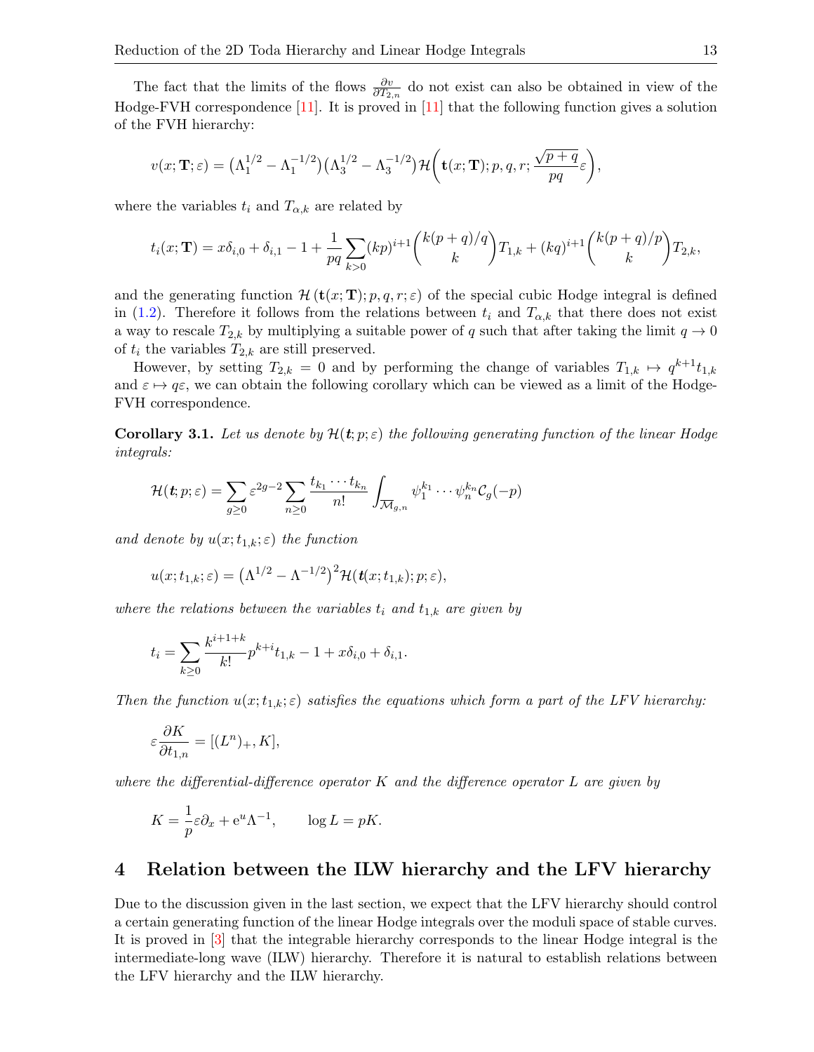The fact that the limits of the flows $\frac{\partial v}{\partial T_{2,n}}$ do not exist can also be obtained in view of the Hodge-FVH correspondence [11]. It is proved in [11] that the following function gives a solution of the FVH hierarchy:

$$v(x;\mathbf{T};\varepsilon) = \left(\Lambda_1^{1/2} - \Lambda_1^{-1/2}\right)\left(\Lambda_3^{1/2} - \Lambda_3^{-1/2}\right)\mathcal{H}\left(\mathbf{t}(x;\mathbf{T}); p, q, r; \frac{\sqrt{p+q}}{pq}\varepsilon\right),$$

where the variables $t_i$ and $T_{\alpha,k}$ are related by

$$t_i(x;\mathbf{T}) = x\delta_{i,0} + \delta_{i,1} - 1 + \frac{1}{pq}\sum_{k>0}(kp)^{i+1}\binom{k(p+q)/q}{k}T_{1,k} + (kq)^{i+1}\binom{k(p+q)/p}{k}T_{2,k},$$

and the generating function $\mathcal{H}\left(\mathbf{t}(x;\mathbf{T}); p, q, r; \varepsilon\right)$ of the special cubic Hodge integral is defined in (1.2). Therefore it follows from the relations between $t_i$ and $T_{\alpha,k}$ that there does not exist a way to rescale $T_{2,k}$ by multiplying a suitable power of $q$ such that after taking the limit $q \to 0$ of $t_i$ the variables $T_{2,k}$ are still preserved.

However, by setting $T_{2,k} = 0$ and by performing the change of variables $T_{1,k} \mapsto q^{k+1}t_{1,k}$ and $\varepsilon \mapsto q\varepsilon$, we can obtain the following corollary which can be viewed as a limit of the Hodge-FVH correspondence.

**Corollary 3.1.** *Let us denote by $\mathcal{H}(\boldsymbol{t}; p; \varepsilon)$ the following generating function of the linear Hodge integrals:*

$$\mathcal{H}(\boldsymbol{t}; p; \varepsilon) = \sum_{g\geq 0}\varepsilon^{2g-2}\sum_{n\geq 0}\frac{t_{k_1}\cdots t_{k_n}}{n!}\int_{\overline{\mathcal{M}}_{g,n}}\psi_1^{k_1}\cdots\psi_n^{k_n}\mathcal{C}_g(-p)$$

*and denote by $u(x; t_{1,k}; \varepsilon)$ the function*

$$u(x; t_{1,k}; \varepsilon) = \left(\Lambda^{1/2} - \Lambda^{-1/2}\right)^2\mathcal{H}(\boldsymbol{t}(x; t_{1,k}); p; \varepsilon),$$

*where the relations between the variables $t_i$ and $t_{1,k}$ are given by*

$$t_i = \sum_{k\geq 0}\frac{k^{i+1+k}}{k!}p^{k+i}t_{1,k} - 1 + x\delta_{i,0} + \delta_{i,1}.$$

*Then the function $u(x; t_{1,k}; \varepsilon)$ satisfies the equations which form a part of the LFV hierarchy:*

$$\varepsilon\frac{\partial K}{\partial t_{1,n}} = [(L^n)_+, K],$$

*where the differential-difference operator $K$ and the difference operator $L$ are given by*

$$K = \frac{1}{p}\varepsilon\partial_x + \mathrm{e}^u\Lambda^{-1}, \qquad \log L = pK.$$

## 4 Relation between the ILW hierarchy and the LFV hierarchy

Due to the discussion given in the last section, we expect that the LFV hierarchy should control a certain generating function of the linear Hodge integrals over the moduli space of stable curves. It is proved in [3] that the integrable hierarchy corresponds to the linear Hodge integral is the intermediate-long wave (ILW) hierarchy. Therefore it is natural to establish relations between the LFV hierarchy and the ILW hierarchy.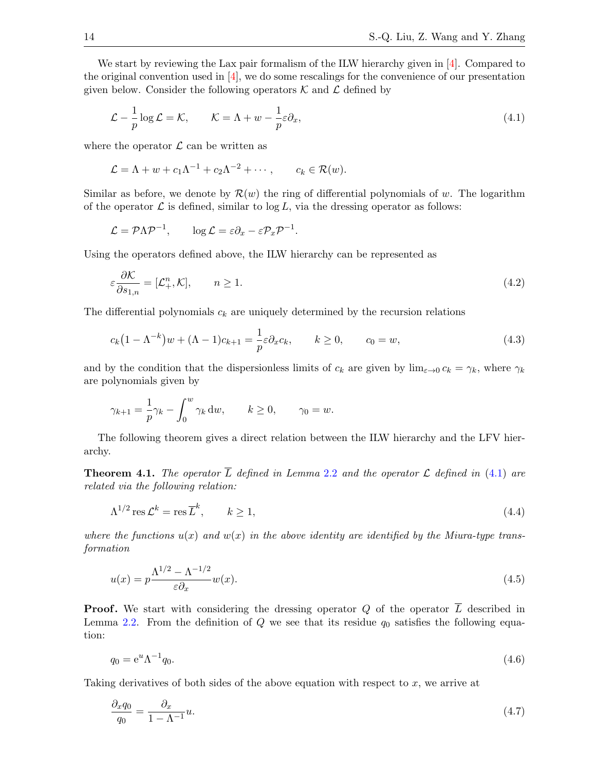We start by reviewing the Lax pair formalism of the ILW hierarchy given in [4]. Compared to the original convention used in [4], we do some rescalings for the convenience of our presentation given below. Consider the following operators $\mathcal{K}$ and $\mathcal{L}$ defined by

$$\mathcal{L} - \frac{1}{p}\log\mathcal{L} = \mathcal{K}, \qquad \mathcal{K} = \Lambda + w - \frac{1}{p}\varepsilon\partial_x, \tag{4.1}$$

where the operator $\mathcal{L}$ can be written as

$$\mathcal{L} = \Lambda + w + c_1\Lambda^{-1} + c_2\Lambda^{-2} + \cdots, \qquad c_k \in \mathcal{R}(w).$$

Similar as before, we denote by $\mathcal{R}(w)$ the ring of differential polynomials of $w$. The logarithm of the operator $\mathcal{L}$ is defined, similar to $\log L$, via the dressing operator as follows:

$$\mathcal{L} = \mathcal{P}\Lambda\mathcal{P}^{-1}, \qquad \log\mathcal{L} = \varepsilon\partial_x - \varepsilon\mathcal{P}_x\mathcal{P}^{-1}.$$

Using the operators defined above, the ILW hierarchy can be represented as

$$\varepsilon\frac{\partial\mathcal{K}}{\partial s_{1,n}} = [\mathcal{L}^n_+, \mathcal{K}], \qquad n \geq 1. \tag{4.2}$$

The differential polynomials $c_k$ are uniquely determined by the recursion relations

$$c_k\big(1 - \Lambda^{-k}\big)w + (\Lambda - 1)c_{k+1} = \frac{1}{p}\varepsilon\partial_x c_k, \qquad k \geq 0, \qquad c_0 = w, \tag{4.3}$$

and by the condition that the dispersionless limits of $c_k$ are given by $\lim_{\varepsilon\to 0} c_k = \gamma_k$, where $\gamma_k$ are polynomials given by

$$\gamma_{k+1} = \frac{1}{p}\gamma_k - \int_0^w \gamma_k\,\mathrm{d}w, \qquad k \geq 0, \qquad \gamma_0 = w.$$

The following theorem gives a direct relation between the ILW hierarchy and the LFV hierarchy.

**Theorem 4.1.** *The operator $\overline{L}$ defined in Lemma 2.2 and the operator $\mathcal{L}$ defined in (4.1) are related via the following relation:*

$$\Lambda^{1/2}\operatorname{res}\mathcal{L}^k = \operatorname{res}\overline{L}^k, \qquad k \geq 1, \tag{4.4}$$

*where the functions $u(x)$ and $w(x)$ in the above identity are identified by the Miura-type transformation*

$$u(x) = p\frac{\Lambda^{1/2} - \Lambda^{-1/2}}{\varepsilon\partial_x}w(x). \tag{4.5}$$

**Proof.** We start with considering the dressing operator $Q$ of the operator $\overline{L}$ described in Lemma 2.2. From the definition of $Q$ we see that its residue $q_0$ satisfies the following equation:

$$q_0 = \mathrm{e}^u\Lambda^{-1}q_0. \tag{4.6}$$

Taking derivatives of both sides of the above equation with respect to $x$, we arrive at

$$\frac{\partial_x q_0}{q_0} = \frac{\partial_x}{1 - \Lambda^{-1}}u. \tag{4.7}$$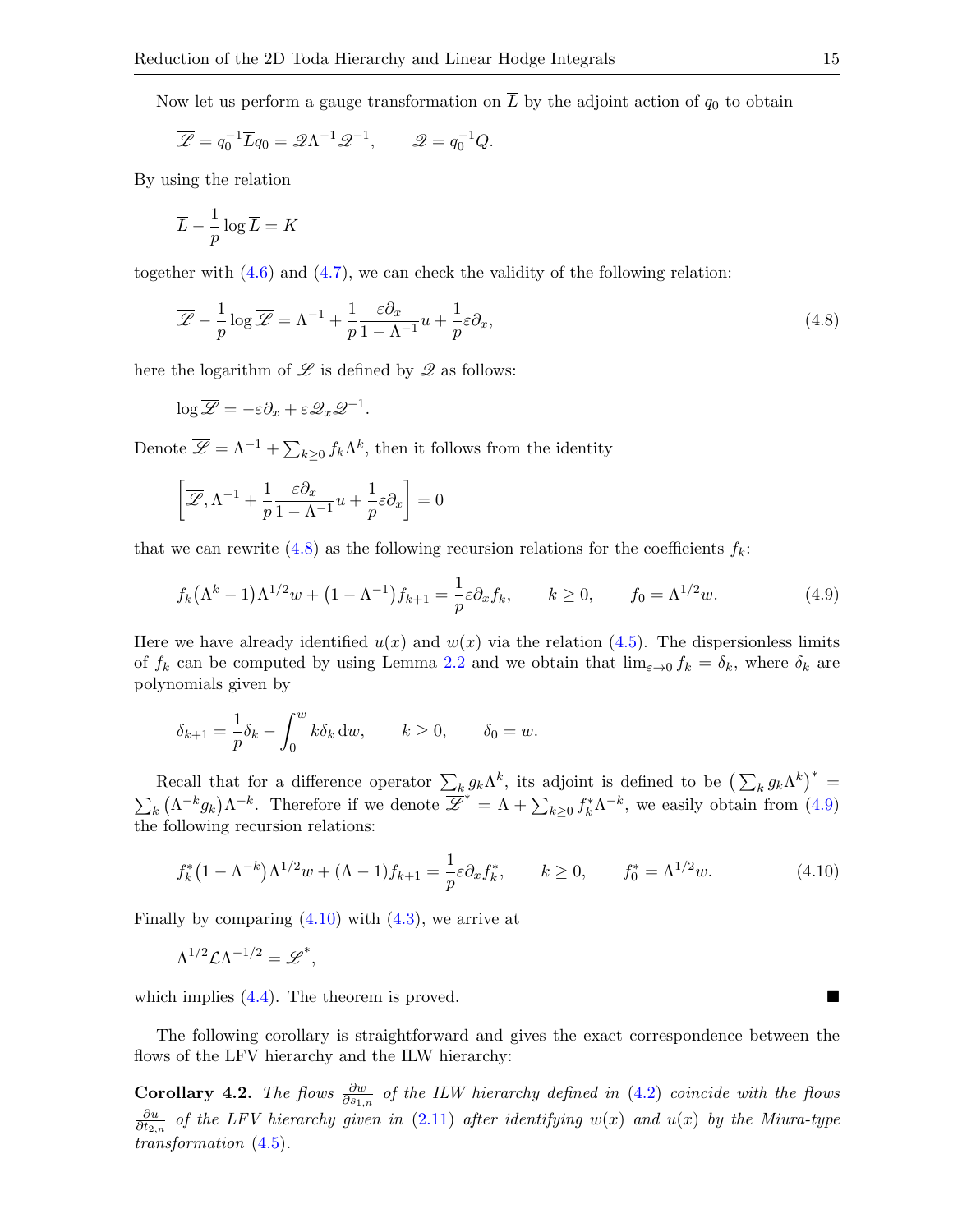Now let us perform a gauge transformation on $\overline{L}$ by the adjoint action of $q_0$ to obtain

$$\overline{\mathscr{L}} = q_0^{-1}\overline{L}q_0 = \mathscr{Q}\Lambda^{-1}\mathscr{Q}^{-1}, \qquad \mathscr{Q} = q_0^{-1}Q.$$

By using the relation

$$\overline{L} - \frac{1}{p}\log\overline{L} = K$$

together with (4.6) and (4.7), we can check the validity of the following relation:

$$\overline{\mathscr{L}} - \frac{1}{p}\log\overline{\mathscr{L}} = \Lambda^{-1} + \frac{1}{p}\frac{\varepsilon\partial_x}{1-\Lambda^{-1}}u + \frac{1}{p}\varepsilon\partial_x, \tag{4.8}$$

here the logarithm of $\overline{\mathscr{L}}$ is defined by $\mathscr{Q}$ as follows:

$$\log\overline{\mathscr{L}} = -\varepsilon\partial_x + \varepsilon\mathscr{Q}_x\mathscr{Q}^{-1}.$$

Denote $\overline{\mathscr{L}} = \Lambda^{-1} + \sum_{k\geq 0} f_k\Lambda^k$, then it follows from the identity

$$\left[\overline{\mathscr{L}}, \Lambda^{-1} + \frac{1}{p}\frac{\varepsilon\partial_x}{1-\Lambda^{-1}}u + \frac{1}{p}\varepsilon\partial_x\right] = 0$$

that we can rewrite (4.8) as the following recursion relations for the coefficients $f_k$:

$$f_k\left(\Lambda^k - 1\right)\Lambda^{1/2}w + \left(1-\Lambda^{-1}\right)f_{k+1} = \frac{1}{p}\varepsilon\partial_x f_k, \qquad k\geq 0, \qquad f_0 = \Lambda^{1/2}w. \tag{4.9}$$

Here we have already identified $u(x)$ and $w(x)$ via the relation (4.5). The dispersionless limits of $f_k$ can be computed by using Lemma 2.2 and we obtain that $\lim_{\varepsilon\to 0} f_k = \delta_k$, where $\delta_k$ are polynomials given by

$$\delta_{k+1} = \frac{1}{p}\delta_k - \int_0^w k\delta_k\,\mathrm{d}w, \qquad k\geq 0, \qquad \delta_0 = w.$$

Recall that for a difference operator $\sum_k g_k\Lambda^k$, its adjoint is defined to be $\left(\sum_k g_k\Lambda^k\right)^* = \sum_k\left(\Lambda^{-k}g_k\right)\Lambda^{-k}$. Therefore if we denote $\overline{\mathscr{L}}^* = \Lambda + \sum_{k\geq 0} f_k^*\Lambda^{-k}$, we easily obtain from (4.9) the following recursion relations:

$$f_k^*\left(1-\Lambda^{-k}\right)\Lambda^{1/2}w + (\Lambda - 1)f_{k+1} = \frac{1}{p}\varepsilon\partial_x f_k^*, \qquad k\geq 0, \qquad f_0^* = \Lambda^{1/2}w. \tag{4.10}$$

Finally by comparing (4.10) with (4.3), we arrive at

$$\Lambda^{1/2}\mathcal{L}\Lambda^{-1/2} = \overline{\mathscr{L}}^*,$$

which implies (4.4). The theorem is proved. ■

The following corollary is straightforward and gives the exact correspondence between the flows of the LFV hierarchy and the ILW hierarchy:

**Corollary 4.2.** *The flows* $\frac{\partial w}{\partial s_{1,n}}$ *of the ILW hierarchy defined in* (4.2) *coincide with the flows* $\frac{\partial u}{\partial t_{2,n}}$ *of the LFV hierarchy given in* (2.11) *after identifying* $w(x)$ *and* $u(x)$ *by the Miura-type transformation* (4.5)*.*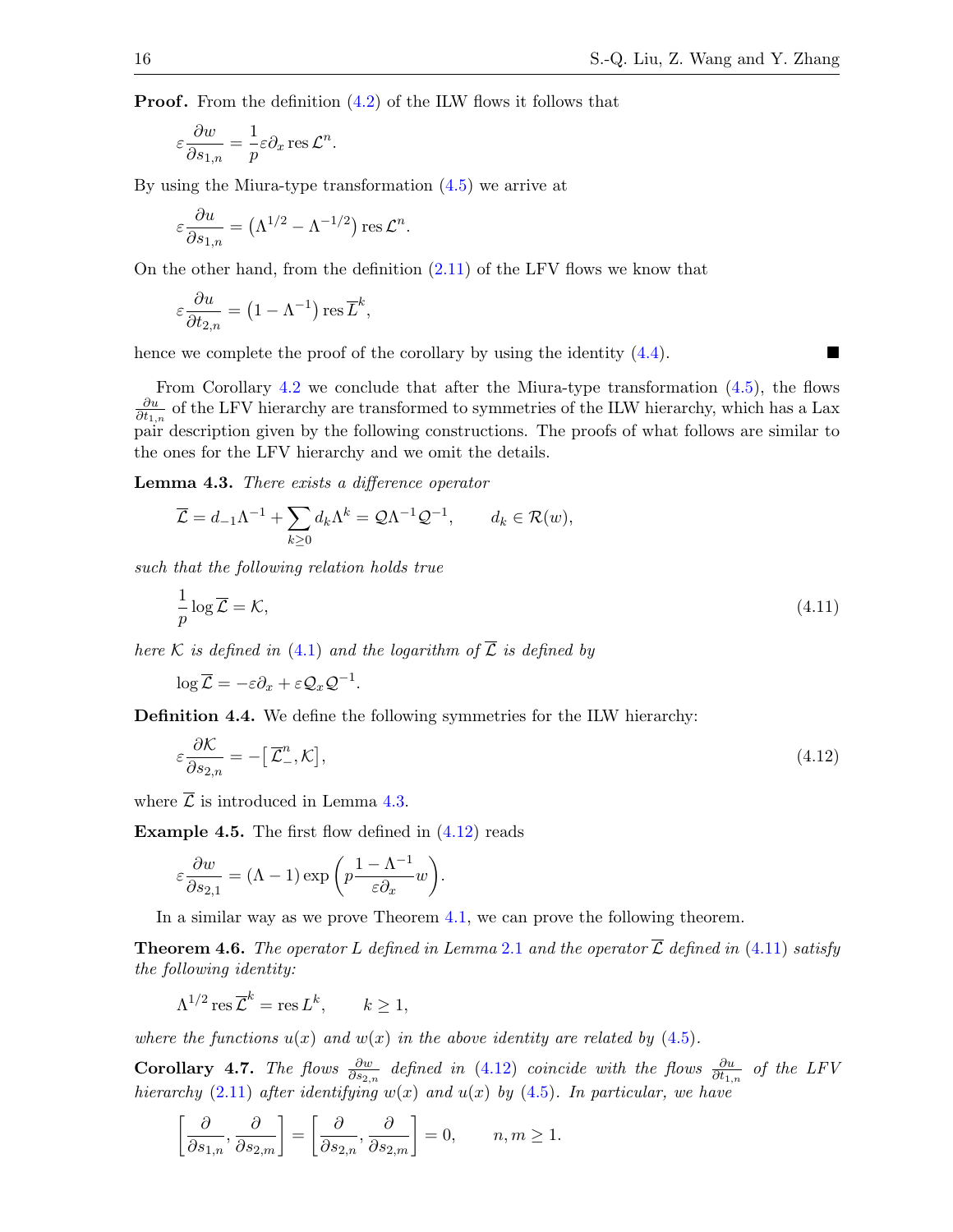**Proof.** From the definition (4.2) of the ILW flows it follows that

$$\varepsilon \frac{\partial w}{\partial s_{1,n}} = \frac{1}{p}\varepsilon \partial_x \operatorname{res} \mathcal{L}^n.$$

By using the Miura-type transformation (4.5) we arrive at

$$\varepsilon \frac{\partial u}{\partial s_{1,n}} = \left(\Lambda^{1/2} - \Lambda^{-1/2}\right) \operatorname{res} \mathcal{L}^n.$$

On the other hand, from the definition (2.11) of the LFV flows we know that

$$\varepsilon \frac{\partial u}{\partial t_{2,n}} = \left(1 - \Lambda^{-1}\right) \operatorname{res} \overline{L}^k,$$

hence we complete the proof of the corollary by using the identity (4.4). ■

From Corollary 4.2 we conclude that after the Miura-type transformation (4.5), the flows $\frac{\partial u}{\partial t_{1,n}}$ of the LFV hierarchy are transformed to symmetries of the ILW hierarchy, which has a Lax pair description given by the following constructions. The proofs of what follows are similar to the ones for the LFV hierarchy and we omit the details.

**Lemma 4.3.** *There exists a difference operator*

$$\overline{\mathcal{L}} = d_{-1}\Lambda^{-1} + \sum_{k\geq 0} d_k \Lambda^k = \mathcal{Q}\Lambda^{-1}\mathcal{Q}^{-1}, \qquad d_k \in \mathcal{R}(w),$$

*such that the following relation holds true*

$$\frac{1}{p}\log \overline{\mathcal{L}} = \mathcal{K}, \tag{4.11}$$

*here $\mathcal{K}$ is defined in (4.1) and the logarithm of $\overline{\mathcal{L}}$ is defined by*

$$\log \overline{\mathcal{L}} = -\varepsilon\partial_x + \varepsilon \mathcal{Q}_x \mathcal{Q}^{-1}.$$

**Definition 4.4.** We define the following symmetries for the ILW hierarchy:

$$\varepsilon \frac{\partial \mathcal{K}}{\partial s_{2,n}} = -\left[\,\overline{\mathcal{L}}^n_{-}, \mathcal{K}\right], \tag{4.12}$$

where $\overline{\mathcal{L}}$ is introduced in Lemma 4.3.

**Example 4.5.** The first flow defined in (4.12) reads

$$\varepsilon \frac{\partial w}{\partial s_{2,1}} = (\Lambda - 1)\exp\left(p\frac{1-\Lambda^{-1}}{\varepsilon\partial_x} w\right).$$

In a similar way as we prove Theorem 4.1, we can prove the following theorem.

**Theorem 4.6.** *The operator $L$ defined in Lemma 2.1 and the operator $\overline{\mathcal{L}}$ defined in (4.11) satisfy the following identity:*

$$\Lambda^{1/2} \operatorname{res} \overline{\mathcal{L}}^k = \operatorname{res} L^k, \qquad k \geq 1,$$

*where the functions $u(x)$ and $w(x)$ in the above identity are related by (4.5).*

**Corollary 4.7.** *The flows $\frac{\partial w}{\partial s_{2,n}}$ defined in (4.12) coincide with the flows $\frac{\partial u}{\partial t_{1,n}}$ of the LFV hierarchy (2.11) after identifying $w(x)$ and $u(x)$ by (4.5). In particular, we have*

$$\left[\frac{\partial}{\partial s_{1,n}}, \frac{\partial}{\partial s_{2,m}}\right] = \left[\frac{\partial}{\partial s_{2,n}}, \frac{\partial}{\partial s_{2,m}}\right] = 0, \qquad n, m \geq 1.$$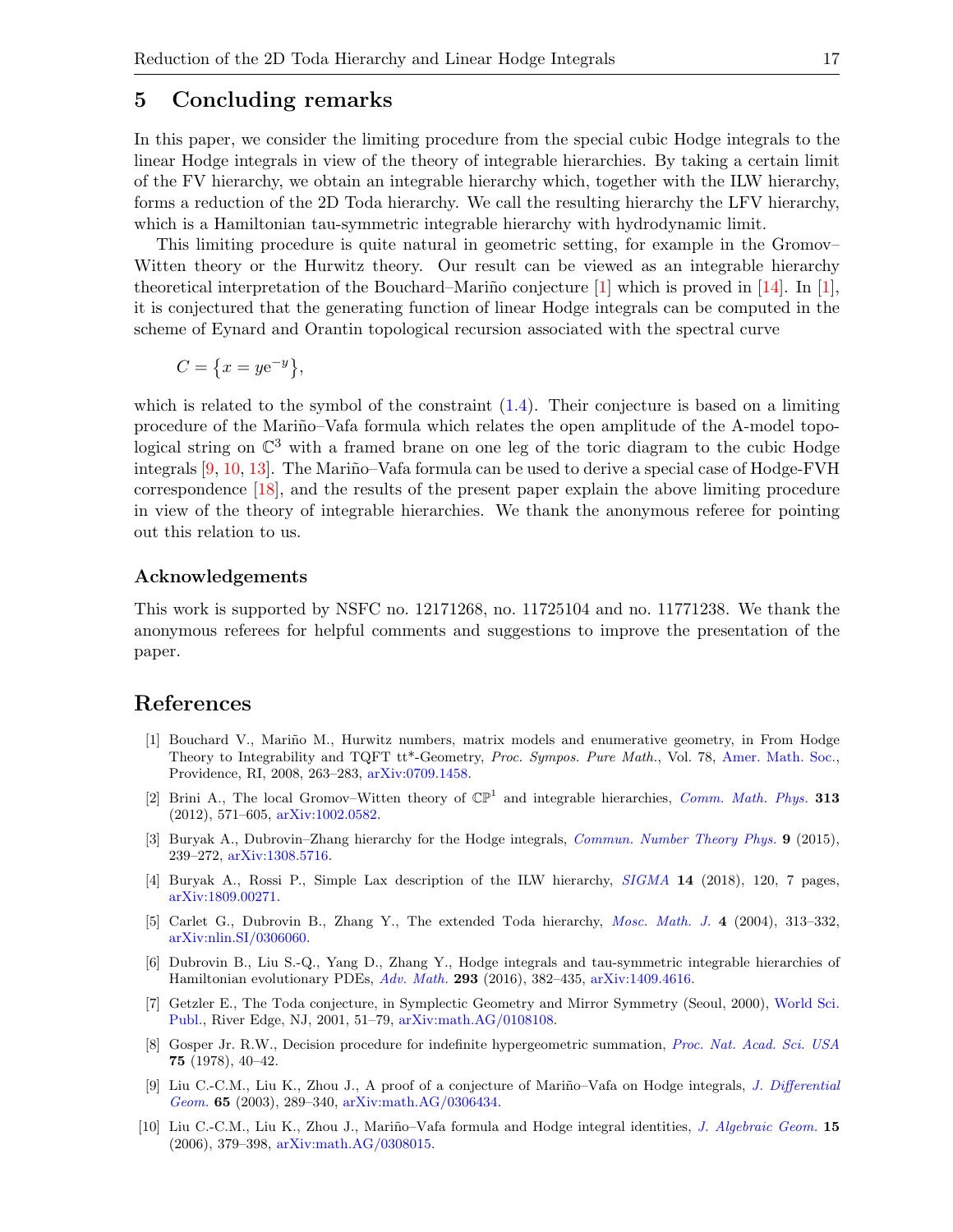## 5 Concluding remarks

In this paper, we consider the limiting procedure from the special cubic Hodge integrals to the linear Hodge integrals in view of the theory of integrable hierarchies. By taking a certain limit of the FV hierarchy, we obtain an integrable hierarchy which, together with the ILW hierarchy, forms a reduction of the 2D Toda hierarchy. We call the resulting hierarchy the LFV hierarchy, which is a Hamiltonian tau-symmetric integrable hierarchy with hydrodynamic limit.

This limiting procedure is quite natural in geometric setting, for example in the Gromov–Witten theory or the Hurwitz theory. Our result can be viewed as an integrable hierarchy theoretical interpretation of the Bouchard–Mariño conjecture [1] which is proved in [14]. In [1], it is conjectured that the generating function of linear Hodge integrals can be computed in the scheme of Eynard and Orantin topological recursion associated with the spectral curve

$$C = \{x = y\mathrm{e}^{-y}\},$$

which is related to the symbol of the constraint (1.4). Their conjecture is based on a limiting procedure of the Mariño–Vafa formula which relates the open amplitude of the A-model topological string on $\mathbb{C}^3$ with a framed brane on one leg of the toric diagram to the cubic Hodge integrals [9, 10, 13]. The Mariño–Vafa formula can be used to derive a special case of Hodge-FVH correspondence [18], and the results of the present paper explain the above limiting procedure in view of the theory of integrable hierarchies. We thank the anonymous referee for pointing out this relation to us.

### Acknowledgements

This work is supported by NSFC no. 12171268, no. 11725104 and no. 11771238. We thank the anonymous referees for helpful comments and suggestions to improve the presentation of the paper.

## References

[1] Bouchard V., Mariño M., Hurwitz numbers, matrix models and enumerative geometry, in From Hodge Theory to Integrability and TQFT tt*-Geometry, *Proc. Sympos. Pure Math.*, Vol. 78, Amer. Math. Soc., Providence, RI, 2008, 263–283, arXiv:0709.1458.

[2] Brini A., The local Gromov–Witten theory of $\mathbb{CP}^1$ and integrable hierarchies, *Comm. Math. Phys.* **313** (2012), 571–605, arXiv:1002.0582.

[3] Buryak A., Dubrovin–Zhang hierarchy for the Hodge integrals, *Commun. Number Theory Phys.* **9** (2015), 239–272, arXiv:1308.5716.

[4] Buryak A., Rossi P., Simple Lax description of the ILW hierarchy, *SIGMA* **14** (2018), 120, 7 pages, arXiv:1809.00271.

[5] Carlet G., Dubrovin B., Zhang Y., The extended Toda hierarchy, *Mosc. Math. J.* **4** (2004), 313–332, arXiv:nlin.SI/0306060.

[6] Dubrovin B., Liu S.-Q., Yang D., Zhang Y., Hodge integrals and tau-symmetric integrable hierarchies of Hamiltonian evolutionary PDEs, *Adv. Math.* **293** (2016), 382–435, arXiv:1409.4616.

[7] Getzler E., The Toda conjecture, in Symplectic Geometry and Mirror Symmetry (Seoul, 2000), World Sci. Publ., River Edge, NJ, 2001, 51–79, arXiv:math.AG/0108108.

[8] Gosper Jr. R.W., Decision procedure for indefinite hypergeometric summation, *Proc. Nat. Acad. Sci. USA* **75** (1978), 40–42.

[9] Liu C.-C.M., Liu K., Zhou J., A proof of a conjecture of Mariño–Vafa on Hodge integrals, *J. Differential Geom.* **65** (2003), 289–340, arXiv:math.AG/0306434.

[10] Liu C.-C.M., Liu K., Zhou J., Mariño–Vafa formula and Hodge integral identities, *J. Algebraic Geom.* **15** (2006), 379–398, arXiv:math.AG/0308015.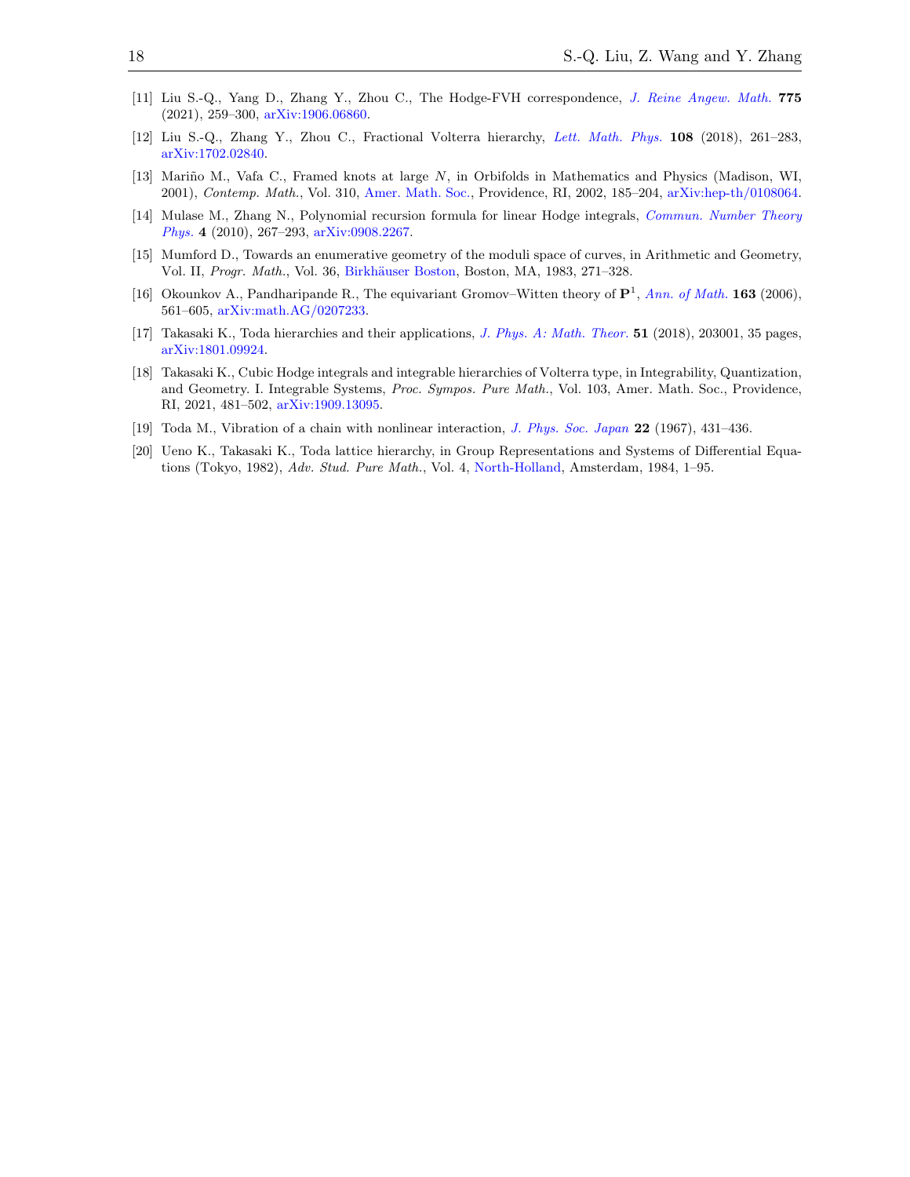[11] Liu S.-Q., Yang D., Zhang Y., Zhou C., The Hodge-FVH correspondence, *J. Reine Angew. Math.* **775** (2021), 259–300, arXiv:1906.06860.

[12] Liu S.-Q., Zhang Y., Zhou C., Fractional Volterra hierarchy, *Lett. Math. Phys.* **108** (2018), 261–283, arXiv:1702.02840.

[13] Mariño M., Vafa C., Framed knots at large $N$, in Orbifolds in Mathematics and Physics (Madison, WI, 2001), *Contemp. Math.*, Vol. 310, Amer. Math. Soc., Providence, RI, 2002, 185–204, arXiv:hep-th/0108064.

[14] Mulase M., Zhang N., Polynomial recursion formula for linear Hodge integrals, *Commun. Number Theory Phys.* **4** (2010), 267–293, arXiv:0908.2267.

[15] Mumford D., Towards an enumerative geometry of the moduli space of curves, in Arithmetic and Geometry, Vol. II, *Progr. Math.*, Vol. 36, Birkhäuser Boston, Boston, MA, 1983, 271–328.

[16] Okounkov A., Pandharipande R., The equivariant Gromov–Witten theory of $\mathbf{P}^1$, *Ann. of Math.* **163** (2006), 561–605, arXiv:math.AG/0207233.

[17] Takasaki K., Toda hierarchies and their applications, *J. Phys. A: Math. Theor.* **51** (2018), 203001, 35 pages, arXiv:1801.09924.

[18] Takasaki K., Cubic Hodge integrals and integrable hierarchies of Volterra type, in Integrability, Quantization, and Geometry. I. Integrable Systems, *Proc. Sympos. Pure Math.*, Vol. 103, Amer. Math. Soc., Providence, RI, 2021, 481–502, arXiv:1909.13095.

[19] Toda M., Vibration of a chain with nonlinear interaction, *J. Phys. Soc. Japan* **22** (1967), 431–436.

[20] Ueno K., Takasaki K., Toda lattice hierarchy, in Group Representations and Systems of Differential Equations (Tokyo, 1982), *Adv. Stud. Pure Math.*, Vol. 4, North-Holland, Amsterdam, 1984, 1–95.